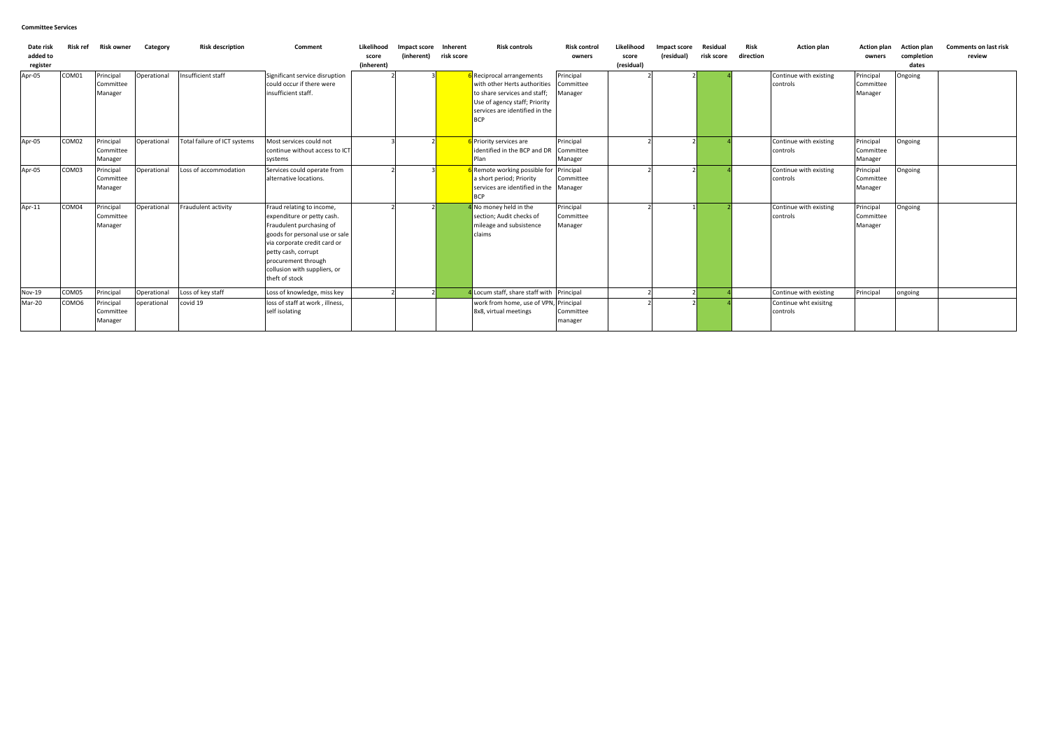**Committee Services**

| Date risk added to register | Risk ref | Risk owner | Category | Risk description | Comment | Likelihood score (inherent) | Impact score (inherent) | Inherent risk score | Risk controls | Risk control owners | Likelihood score (residual) | Impact score (residual) | Residual risk score | Risk direction | Action plan | Action plan owners | Action plan completion dates | Comments on last risk review |
|---|---|---|---|---|---|---|---|---|---|---|---|---|---|---|---|---|---|---|
| Apr-05 | COM01 | Principal Committee Manager | Operational | Insufficient staff | Significant service disruption could occur if there were insufficient staff. | 2 | 3 | 6 | Reciprocal arrangements with other Herts authorities to share services and staff; Use of agency staff; Priority services are identified in the BCP | Principal Committee Manager | 2 | 2 | 4 | | Continue with existing controls | Principal Committee Manager | Ongoing | |
| Apr-05 | COM02 | Principal Committee Manager | Operational | Total failure of ICT systems | Most services could not continue without access to ICT systems | 3 | 2 | 6 | Priority services are identified in the BCP and DR Plan | Principal Committee Manager | 2 | 2 | 4 | | Continue with existing controls | Principal Committee Manager | Ongoing | |
| Apr-05 | COM03 | Principal Committee Manager | Operational | Loss of accommodation | Services could operate from alternative locations. | 2 | 3 | 6 | Remote working possible for a short period; Priority services are identified in the BCP | Principal Committee Manager | 2 | 2 | 4 | | Continue with existing controls | Principal Committee Manager | Ongoing | |
| Apr-11 | COM04 | Principal Committee Manager | Operational | Fraudulent activity | Fraud relating to income, expenditure or petty cash. Fraudulent purchasing of goods for personal use or sale via corporate credit card or petty cash, corrupt procurement through collusion with suppliers, or theft of stock | 2 | 2 | 4 | No money held in the section; Audit checks of mileage and subsistence claims | Principal Committee Manager | 2 | 1 | 2 | | Continue with existing controls | Principal Committee Manager | Ongoing | |
| Nov-19 | COM05 | Principal | Operational | Loss of key staff | Loss of knowledge, miss key | 2 | 2 | 4 | Locum staff, share staff with | Principal | 2 | 2 | 4 | | Continue with existing | Principal | ongoing | |
| Mar-20 | COMO6 | Principal Committee Manager | operational | covid 19 | loss of staff at work , illness, self isolating | | | | work from home, use of VPN, 8x8, virtual meetings | Principal Committee manager | 2 | 2 | 4 | | Continue wht exisitng controls | | | |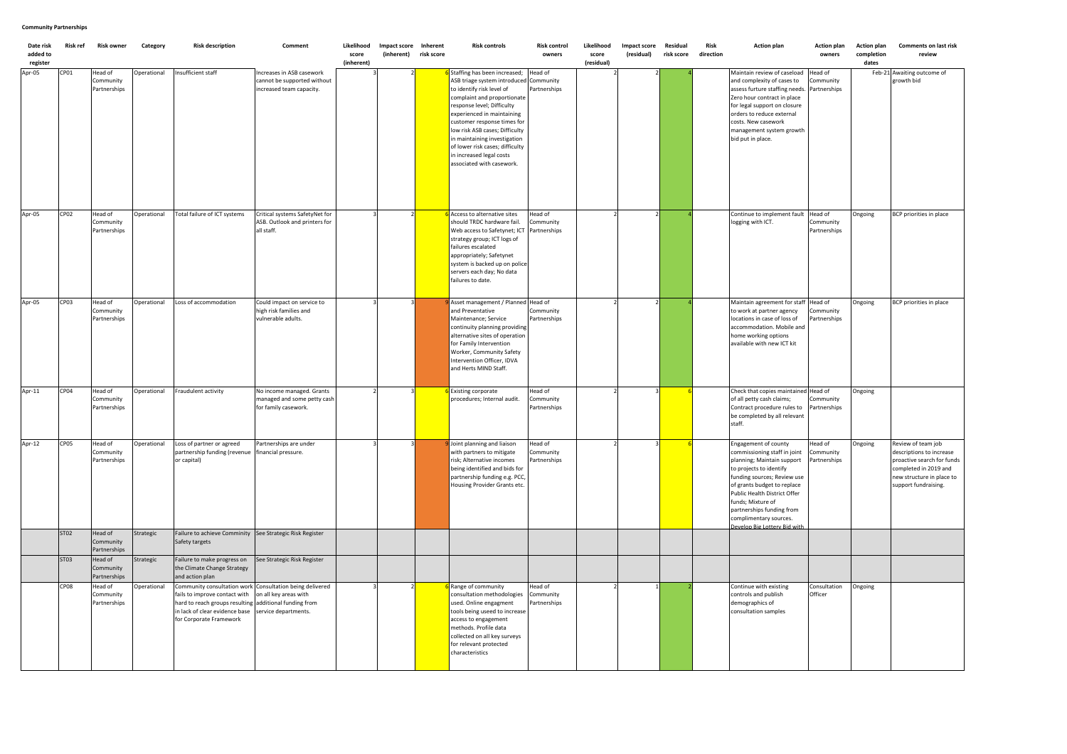**Community Partnerships**

| Date risk added to register | Risk ref | Risk owner | Category | Risk description | Comment | Likelihood score (inherent) | Impact score (inherent) | Inherent risk score | Risk controls | Risk control owners | Likelihood score (residual) | Impact score (residual) | Residual risk score | Risk direction | Action plan | Action plan owners | Action plan completion dates | Comments on last risk review |
|---|---|---|---|---|---|---|---|---|---|---|---|---|---|---|---|---|---|---|
| Apr-05 | CP01 | Head of Community Partnerships | Operational | Insufficient staff | Increases in ASB casework cannot be supported without increased team capacity. | 3 | 2 | 6 | Staffing has been increased; ASB triage system introduced to identify risk level of complaint and proportionate response level; Difficulty experienced in maintaining customer response times for low risk ASB cases; Difficulty in maintaining investigation of lower risk cases; difficulty in increased legal costs associated with casework. | Head of Community Partnerships | 2 | 2 | 4 | | Maintain review of caseload and complexity of cases to assess furture staffing needs. Zero hour contract in place for legal support on closure orders to reduce external costs. New casework management system growth bid put in place. | Head of Community Partnerships | Feb-21 | Awaiting outcome of growth bid |
| Apr-05 | CP02 | Head of Community Partnerships | Operational | Total failure of ICT systems | Critical systems SafetyNet for ASB. Outlook and printers for all staff. | 3 | 2 | 6 | Access to alternative sites should TRDC hardware fail. Web access to Safetynet; ICT strategy group; ICT logs of failures escalated appropriately; Safetynet system is backed up on police servers each day; No data failures to date. | Head of Community Partnerships | 2 | 2 | 4 | | Continue to implement fault logging with ICT. | Head of Community Partnerships | Ongoing | BCP priorities in place |
| Apr-05 | CP03 | Head of Community Partnerships | Operational | Loss of accommodation | Could impact on service to high risk families and vulnerable adults. | 3 | 3 | 9 | Asset management / Planned and Preventative Maintenance; Service continuity planning providing alternative sites of operation for Family Intervention Worker, Community Safety Intervention Officer, IDVA and Herts MIND Staff. | Head of Community Partnerships | 2 | 2 | 4 | | Maintain agreement for staff to work at partner agency locations in case of loss of accommodation. Mobile and home working options available with new ICT kit | Head of Community Partnerships | Ongoing | BCP priorities in place |
| Apr-11 | CP04 | Head of Community Partnerships | Operational | Fraudulent activity | No income managed. Grants managed and some petty cash for family casework. | 2 | 3 | 6 | Existing corporate procedures; Internal audit. | Head of Community Partnerships | 2 | 3 | 6 | | Check that copies maintained of all petty cash claims; Contract procedure rules to be completed by all relevant staff. | Head of Community Partnerships | Ongoing | |
| Apr-12 | CP05 | Head of Community Partnerships | Operational | Loss of partner or agreed partnership funding (revenue or capital) | Partnerships are under financial pressure. | 3 | 3 | 9 | Joint planning and liaison with partners to mitigate risk; Alternative incomes being identified and bids for partnership funding e.g. PCC, Housing Provider Grants etc. | Head of Community Partnerships | 2 | 3 | 6 | | Engagement of county commissioning staff in joint planning; Maintain support to projects to identify funding sources; Review use of grants budget to replace Public Health District Offer funds; Mixture of partnerships funding from complimentary sources. Develop Big Lottery Bid with | Head of Community Partnerships | Ongoing | Review of team job descriptions to increase proactive search for funds completed in 2019 and new structure in place to support fundraising. |
| | ST02 | Head of Community Partnerships | Strategic | Failure to achieve Comminity Safety targets | See Strategic Risk Register | | | | | | | | | | | | | |
| | ST03 | Head of Community Partnerships | Strategic | Failure to make progress on the Climate Change Strategy and action plan | See Strategic Risk Register | | | | | | | | | | | | | |
| | CP08 | Head of Community Partnerships | Operational | Community consultation work fails to improve contact with hard to reach groups resulting in lack of clear evidence base for Corporate Framework | Consultation being delivered on all key areas with additional funding from service departments. | 3 | 2 | 6 | Range of community consultation methodologies used. Online engagment tools being useed to increase access to engagement methods. Profile data collected on all key surveys for relevant protected characteristics | Head of Community Partnerships | 2 | 1 | 2 | | Continue with existing controls and publish demographics of consultation samples | Consultation Officer | Ongoing | |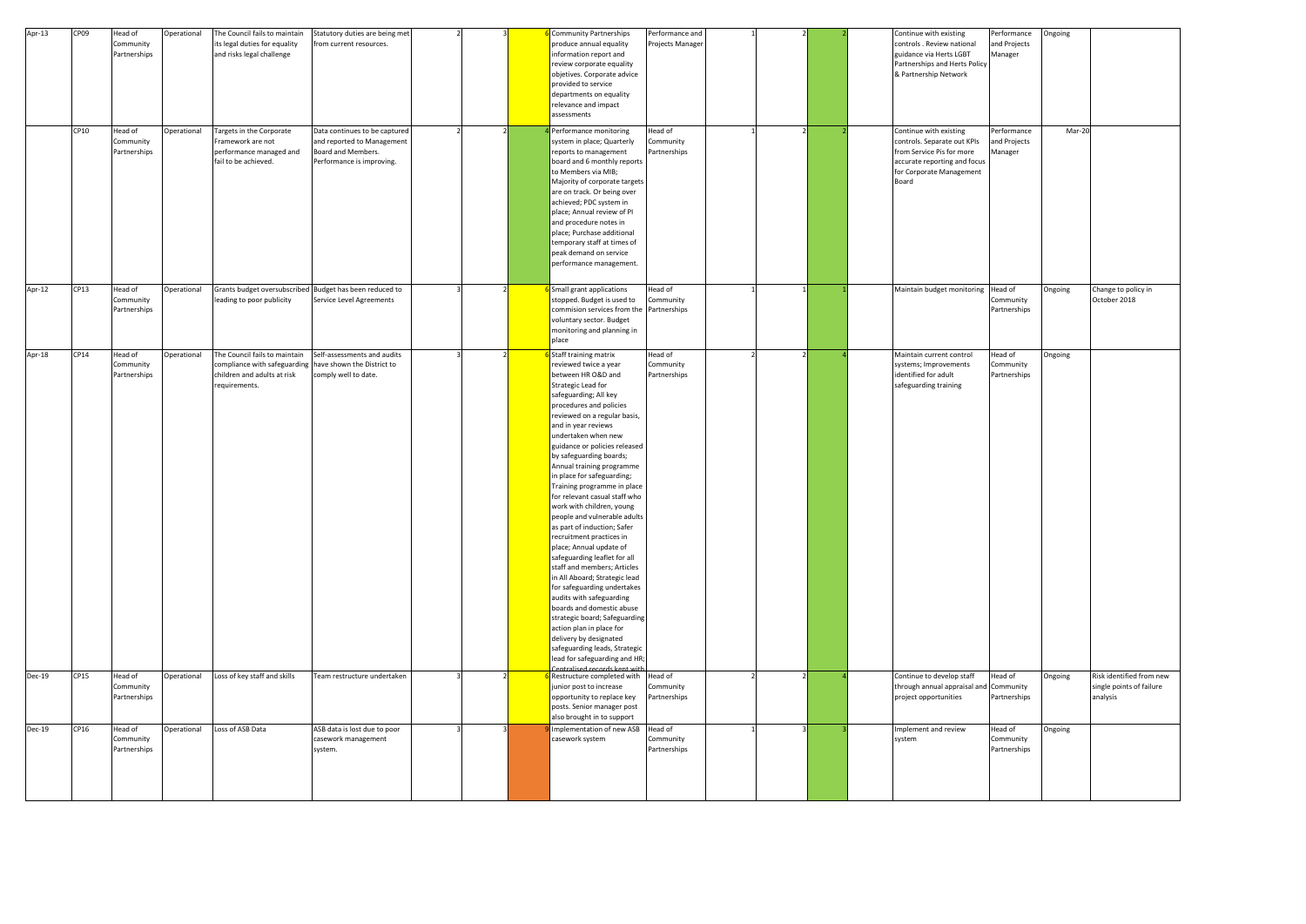| | | | | | | | | | | | | | | | | | | | | |
|---|---|---|---|---|---|---|---|---|---|---|---|---|---|---|---|---|---|---|---|---|
| Apr-13 | CP09 | Head of Community Partnerships | Operational | The Council fails to maintain its legal duties for equality and risks legal challenge | Statutory duties are being met from current resources. | | 2 | 3 | 6 | Community Partnerships produce annual equality information report and review corporate equality objetives. Corporate advice provided to service departments on equality relevance and impact assessments | Performance and Projects Manager | | 1 | 2 | 2 | | Continue with existing controls . Review national guidance via Herts LGBT Partnerships and Herts Policy & Partnership Network | Performance and Projects Manager | Ongoing | |
| | CP10 | Head of Community Partnerships | Operational | Targets in the Corporate Framework are not performance managed and fail to be achieved. | Data continues to be captured and reported to Management Board and Members. Performance is improving. | | 2 | 2 | 4 | Performance monitoring system in place; Quarterly reports to management board and 6 monthly reports to Members via MIB; Majority of corporate targets are on track. Or being over achieved; PDC system in place; Annual review of PI and procedure notes in place; Purchase additional temporary staff at times of peak demand on service performance management. | Head of Community Partnerships | | 1 | 2 | 2 | | Continue with existing controls. Separate out KPIs from Service Pis for more accurate reporting and focus for Corporate Management Board | Performance and Projects Manager | Mar-20 | |
| Apr-12 | CP13 | Head of Community Partnerships | Operational | Grants budget oversubscribed leading to poor publicity | Budget has been reduced to Service Level Agreements | | 3 | 2 | 6 | Small grant applications stopped. Budget is used to commision services from the voluntary sector. Budget monitoring and planning in place | Head of Community Partnerships | | 1 | 1 | 1 | | Maintain budget monitoring | Head of Community Partnerships | Ongoing | Change to policy in October 2018 |
| Apr-18 | CP14 | Head of Community Partnerships | Operational | The Council fails to maintain compliance with safeguarding children and adults at risk requirements. | Self-assessments and audits have shown the District to comply well to date. | | 3 | 2 | 6 | Staff training matrix reviewed twice a year between HR OD&D and Strategic Lead for safeguarding; All key procedures and policies reviewed on a regular basis, and in year reviews undertaken when new guidance or policies released by safeguarding boards; Annual training programme in place for safeguarding; Training programme in place for relevant casual staff who work with children, young people and vulnerable adults as part of induction; Safer recruitment practices in place; Annual update of safeguarding leaflet for all staff and members; Articles in All Aboard; Strategic lead for safeguarding undertakes audits with safeguarding boards and domestic abuse strategic board; Safeguarding action plan in place for delivery by designated safeguarding leads, Strategic lead for safeguarding and HR; Centralised records kept with | Head of Community Partnerships | | 2 | 2 | 4 | | Maintain current control systems; Improvements identified for adult safeguarding training | Head of Community Partnerships | Ongoing | |
| Dec-19 | CP15 | Head of Community Partnerships | Operational | Loss of key staff and skills | Team restructure undertaken | | 3 | 2 | 6 | Restructure completed with junior post to increase opportunity to replace key posts. Senior manager post also brought in to support | Head of Community Partnerships | | 2 | 2 | 4 | | Continue to develop staff through annual appraisal and project opportunities | Head of Community Partnerships | Ongoing | Risk identified from new single points of failure analysis |
| Dec-19 | CP16 | Head of Community Partnerships | Operational | Loss of ASB Data | ASB data is lost due to poor casework management system. | | 3 | 3 | 9 | Implementation of new ASB casework system | Head of Community Partnerships | | 1 | 3 | 3 | | Implement and review system | Head of Community Partnerships | Ongoing | |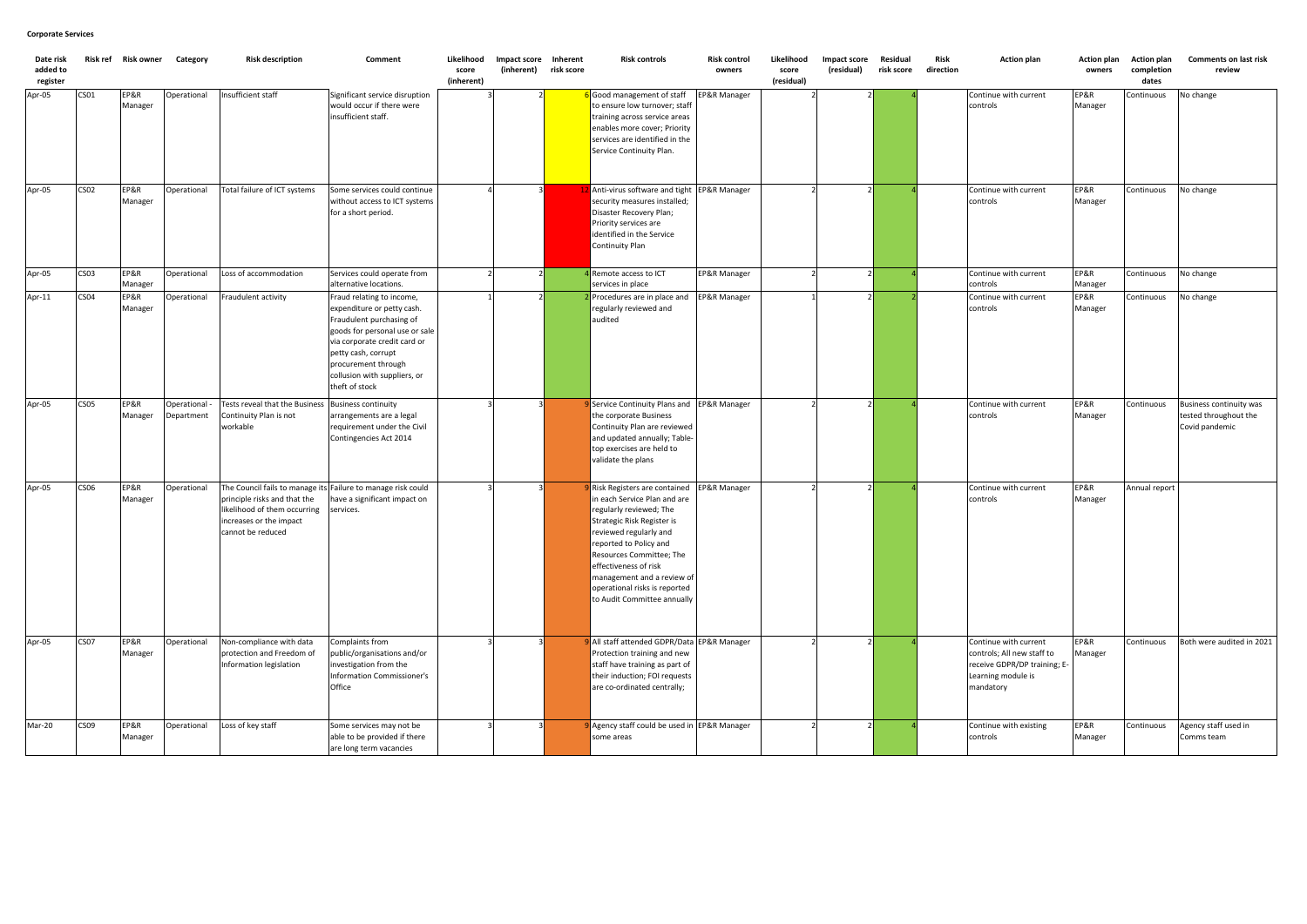**Corporate Services**

| Date risk added to register | Risk ref | Risk owner | Category | Risk description | Comment | Likelihood score (inherent) | Impact score (inherent) | Inherent risk score | Risk controls | Risk control owners | Likelihood score (residual) | Impact score (residual) | Residual risk score | Risk direction | Action plan | Action plan owners | Action plan completion dates | Comments on last risk review |
|---|---|---|---|---|---|---|---|---|---|---|---|---|---|---|---|---|---|---|
| Apr-05 | CS01 | EP&R Manager | Operational | Insufficient staff | Significant service disruption would occur if there were insufficient staff. | 3 | 2 | 6 | Good management of staff to ensure low turnover; staff training across service areas enables more cover; Priority services are identified in the Service Continuity Plan. | EP&R Manager | 2 | 2 | 4 | | Continue with current controls | EP&R Manager | Continuous | No change |
| Apr-05 | CS02 | EP&R Manager | Operational | Total failure of ICT systems | Some services could continue without access to ICT systems for a short period. | 4 | 3 | 12 | Anti-virus software and tight security measures installed; Disaster Recovery Plan; Priority services are identified in the Service Continuity Plan | EP&R Manager | 2 | 2 | 4 | | Continue with current controls | EP&R Manager | Continuous | No change |
| Apr-05 | CS03 | EP&R Manager | Operational | Loss of accommodation | Services could operate from alternative locations. | 2 | 2 | 4 | Remote access to ICT services in place | EP&R Manager | 2 | 2 | 4 | | Continue with current controls | EP&R Manager | Continuous | No change |
| Apr-11 | CS04 | EP&R Manager | Operational | Fraudulent activity | Fraud relating to income, expenditure or petty cash. Fraudulent purchasing of goods for personal use or sale via corporate credit card or petty cash, corrupt procurement through collusion with suppliers, or theft of stock | 1 | 2 | 2 | Procedures are in place and regularly reviewed and audited | EP&R Manager | 1 | 2 | 2 | | Continue with current controls | EP&R Manager | Continuous | No change |
| Apr-05 | CS05 | EP&R Manager | Operational - Department | Tests reveal that the Business Continuity Plan is not workable | Business continuity arrangements are a legal requirement under the Civil Contingencies Act 2014 | 3 | 3 | 9 | Service Continuity Plans and the corporate Business Continuity Plan are reviewed and updated annually; Table-top exercises are held to validate the plans | EP&R Manager | 2 | 2 | 4 | | Continue with current controls | EP&R Manager | Continuous | Business continuity was tested throughout the Covid pandemic |
| Apr-05 | CS06 | EP&R Manager | Operational | The Council fails to manage its principle risks and that the likelihood of them occurring increases or the impact cannot be reduced | Failure to manage risk could have a significant impact on services. | 3 | 3 | 9 | Risk Registers are contained in each Service Plan and are regularly reviewed; The Strategic Risk Register is reviewed regularly and reported to Policy and Resources Committee; The effectiveness of risk management and a review of operational risks is reported to Audit Committee annually | EP&R Manager | 2 | 2 | 4 | | Continue with current controls | EP&R Manager | Annual report | |
| Apr-05 | CS07 | EP&R Manager | Operational | Non-compliance with data protection and Freedom of Information legislation | Complaints from public/organisations and/or investigation from the Information Commissioner's Office | 3 | 3 | 9 | All staff attended GDPR/Data Protection training and new staff have training as part of their induction; FOI requests are co-ordinated centrally; | EP&R Manager | 2 | 2 | 4 | | Continue with current controls; All new staff to receive GDPR/DP training; E-Learning module is mandatory | EP&R Manager | Continuous | Both were audited in 2021 |
| Mar-20 | CS09 | EP&R Manager | Operational | Loss of key staff | Some services may not be able to be provided if there are long term vacancies | 3 | 3 | 9 | Agency staff could be used in some areas | EP&R Manager | 2 | 2 | 4 | | Continue with existing controls | EP&R Manager | Continuous | Agency staff used in Comms team |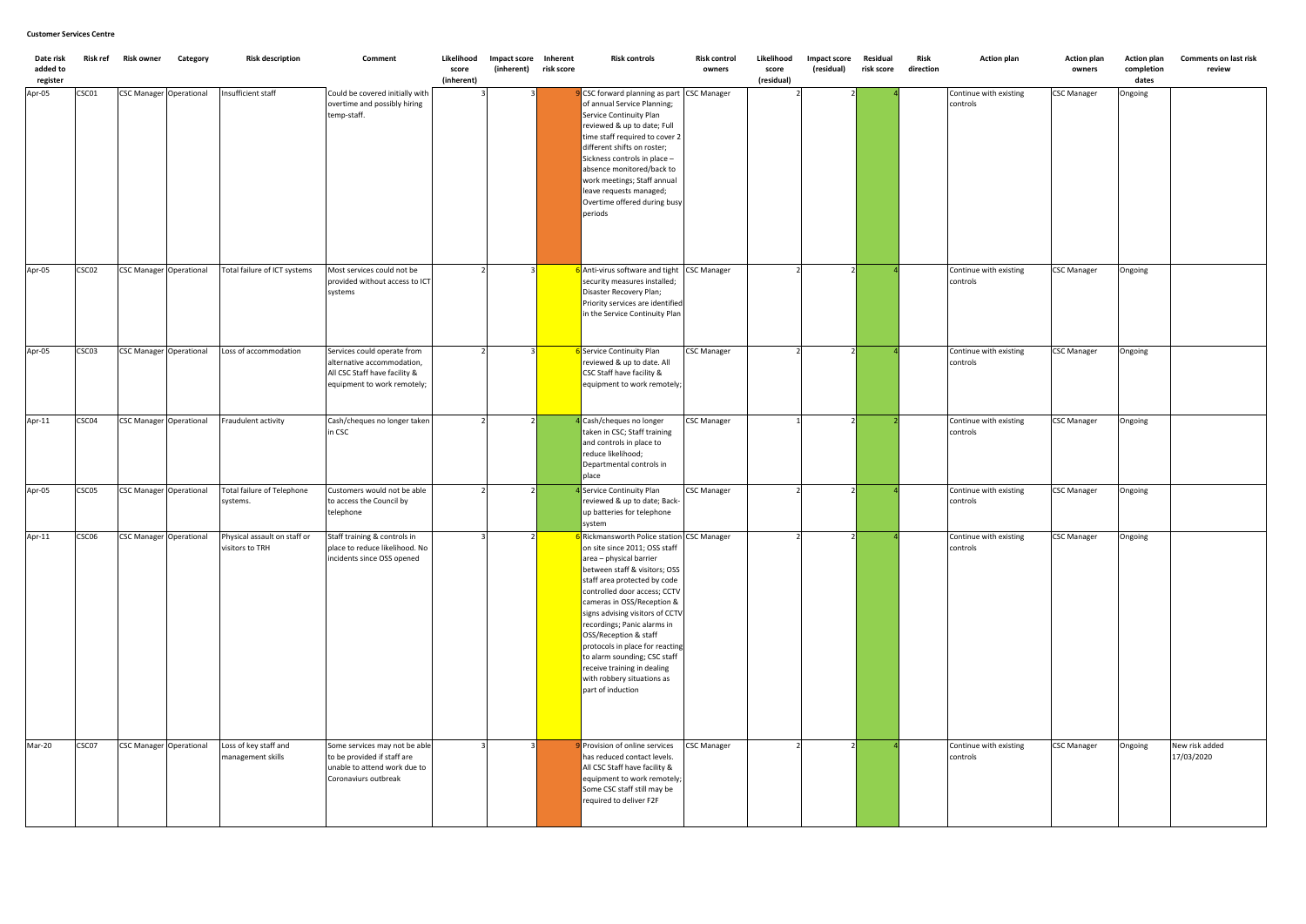**Customer Services Centre**

| Date risk added to register | Risk ref | Risk owner | Category | Risk description | Comment | Likelihood score (inherent) | Impact score (inherent) | Inherent risk score | Risk controls | Risk control owners | Likelihood score (residual) | Impact score (residual) | Residual risk score | Risk direction | Action plan | Action plan owners | Action plan completion dates | Comments on last risk review |
|---|---|---|---|---|---|---|---|---|---|---|---|---|---|---|---|---|---|---|
| Apr-05 | CSC01 | CSC Manager | Operational | Insufficient staff | Could be covered initially with overtime and possibly hiring temp-staff. | 3 | 3 | 9 | CSC forward planning as part of annual Service Planning; Service Continuity Plan reviewed & up to date; Full time staff required to cover 2 different shifts on roster; Sickness controls in place – absence monitored/back to work meetings; Staff annual leave requests managed; Overtime offered during busy periods | CSC Manager | 2 | 2 | 4 | | Continue with existing controls | CSC Manager | Ongoing | |
| Apr-05 | CSC02 | CSC Manager | Operational | Total failure of ICT systems | Most services could not be provided without access to ICT systems | 2 | 3 | 6 | Anti-virus software and tight security measures installed; Disaster Recovery Plan; Priority services are identified in the Service Continuity Plan | CSC Manager | 2 | 2 | 4 | | Continue with existing controls | CSC Manager | Ongoing | |
| Apr-05 | CSC03 | CSC Manager | Operational | Loss of accommodation | Services could operate from alternative accommodation, All CSC Staff have facility & equipment to work remotely; | 2 | 3 | 6 | Service Continuity Plan reviewed & up to date. All CSC Staff have facility & equipment to work remotely; | CSC Manager | 2 | 2 | 4 | | Continue with existing controls | CSC Manager | Ongoing | |
| Apr-11 | CSC04 | CSC Manager | Operational | Fraudulent activity | Cash/cheques no longer taken in CSC | 2 | 2 | 4 | Cash/cheques no longer taken in CSC; Staff training and controls in place to reduce likelihood; Departmental controls in place | CSC Manager | 1 | 2 | 2 | | Continue with existing controls | CSC Manager | Ongoing | |
| Apr-05 | CSC05 | CSC Manager | Operational | Total failure of Telephone systems. | Customers would not be able to access the Council by telephone | 2 | 2 | 4 | Service Continuity Plan reviewed & up to date; Back-up batteries for telephone system | CSC Manager | 2 | 2 | 4 | | Continue with existing controls | CSC Manager | Ongoing | |
| Apr-11 | CSC06 | CSC Manager | Operational | Physical assault on staff or visitors to TRH | Staff training & controls in place to reduce likelihood. No incidents since OSS opened | 3 | 2 | 6 | Rickmansworth Police station on site since 2011; OSS staff area – physical barrier between staff & visitors; OSS staff area protected by code controlled door access; CCTV cameras in OSS/Reception & signs advising visitors of CCTV recordings; Panic alarms in OSS/Reception & staff protocols in place for reacting to alarm sounding; CSC staff receive training in dealing with robbery situations as part of induction | CSC Manager | 2 | 2 | 4 | | Continue with existing controls | CSC Manager | Ongoing | |
| Mar-20 | CSC07 | CSC Manager | Operational | Loss of key staff and management skills | Some services may not be able to be provided if staff are unable to attend work due to Coronaviurs outbreak | 3 | 3 | 9 | Provision of online services has reduced contact levels. All CSC Staff have facility & equipment to work remotely; Some CSC staff still may be required to deliver F2F | CSC Manager | 2 | 2 | 4 | | Continue with existing controls | CSC Manager | Ongoing | New risk added 17/03/2020 |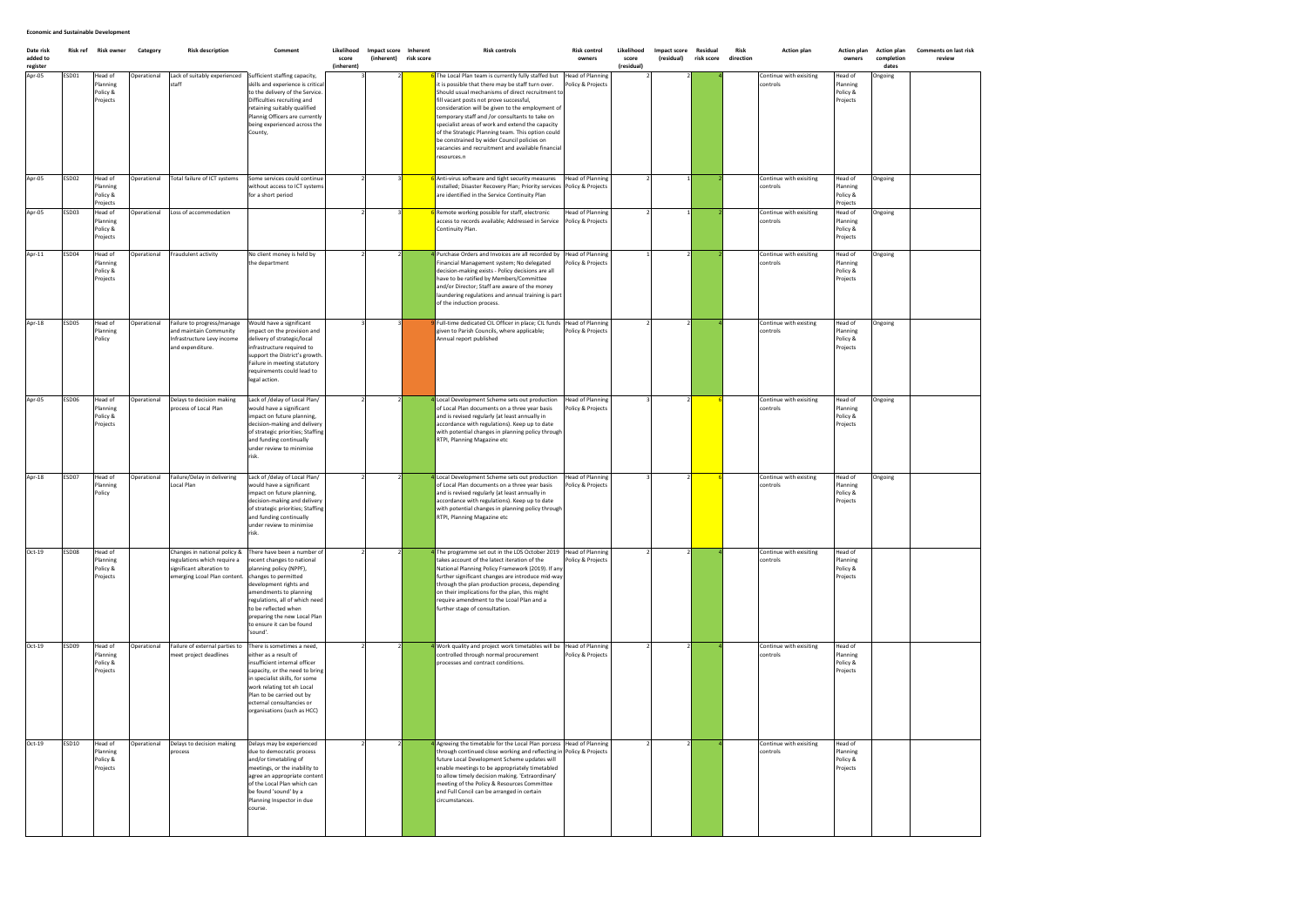**Economic and Sustainable Development**

| Date risk added to register | Risk ref | Risk owner | Category | Risk description | Comment | Likelihood score (inherent) | Impact score (inherent) | Inherent risk score | Risk controls | Risk control owners | Likelihood score (residual) | Impact score (residual) | Residual risk score | Risk direction | Action plan | Action plan owners | Action plan completion dates | Comments on last risk review |
|---|---|---|---|---|---|---|---|---|---|---|---|---|---|---|---|---|---|---|
| Apr-05 | ESD01 | Head of Planning Policy & Projects | Operational | Lack of suitably experienced staff | Sufficient staffing capacity, skills and experience is critical to the delivery of the Service. Difficulties recruiting and retaining suitably qualified Plannig Officers are currently being experienced across the County, | 3 | 2 | 6 | The Local Plan team is currently fully staffed but it is possible that there may be staff turn over. Should usual mechanisms of direct recruitment to fill vacant posts not prove successful, consideration will be given to the employment of temporary staff and /or consultants to take on specialist areas of work and extend the capacity of the Strategic Planning team. This option could be constrained by wider Council policies on vacancies and recruitment and available financial resources.n | Head of Planning Policy & Projects | 2 | 2 | 4 | | Continue with exisiting controls | Head of Planning Policy & Projects | Ongoing | |
| Apr-05 | ESD02 | Head of Planning Policy & Projects | Operational | Total failure of ICT systems | Some services could continue without access to ICT systems for a short period | 2 | 3 | 6 | Anti-virus software and tight security measures installed; Disaster Recovery Plan; Priority services are identified in the Service Continuity Plan | Head of Planning Policy & Projects | 2 | 1 | 2 | | Continue with exisiting controls | Head of Planning Policy & Projects | Ongoing | |
| Apr-05 | ESD03 | Head of Planning Policy & Projects | Operational | Loss of accommodation | | 2 | 3 | 6 | Remote working possible for staff, electronic access to records available; Addressed in Service Continuity Plan. | Head of Planning Policy & Projects | 2 | 1 | 2 | | Continue with exisiting controls | Head of Planning Policy & Projects | Ongoing | |
| Apr-11 | ESD04 | Head of Planning Policy & Projects | Operational | Fraudulent activity | No client money is held by the department | 2 | 2 | 4 | Purchase Orders and Invoices are all recorded by Financial Management system; No delegated decision-making exists - Policy decisions are all have to be ratified by Members/Committee and/or Director; Staff are aware of the money laundering regulations and annual training is part of the induction process. | Head of Planning Policy & Projects | 1 | 2 | 2 | | Continue with exisiting controls | Head of Planning Policy & Projects | Ongoing | |
| Apr-18 | ESD05 | Head of Planning Policy | Operational | Failure to progress/manage and maintain Community Infrastructure Levy income and expenditure. | Would have a significant impact on the provision and delivery of strategic/local infrastructure required to support the District's growth. Failure in meeting statutory requirements could lead to legal action. | 3 | 3 | 9 | Full-time dedicated CIL Officer in place; CIL funds given to Parish Councils, where applicable; Annual report published | Head of Planning Policy & Projects | 2 | 2 | 4 | | Continue with existing controls | Head of Planning Policy & Projects | Ongoing | |
| Apr-05 | ESD06 | Head of Planning Policy & Projects | Operational | Delays to decision making process of Local Plan | Lack of /delay of Local Plan/ would have a significant impact on future planning, decision-making and delivery of strategic priorities; Staffing and funding continually under review to minimise risk. | 2 | 2 | 4 | Local Development Scheme sets out production of Local Plan documents on a three year basis and is revised regularly (at least annually in accordance with regulations). Keep up to date with potential changes in planning policy through RTPI, Planning Magazine etc | Head of Planning Policy & Projects | 3 | 2 | 6 | | Continue with exisiting controls | Head of Planning Policy & Projects | Ongoing | |
| Apr-18 | ESD07 | Head of Planning Policy | Operational | Failure/Delay in delivering Local Plan | Lack of /delay of Local Plan/ would have a significant impact on future planning, decision-making and delivery of strategic priorities; Staffing and funding continually under review to minimise risk. | 2 | 2 | 4 | Local Development Scheme sets out production of Local Plan documents on a three year basis and is revised regularly (at least annually in accordance with regulations). Keep up to date with potential changes in planning policy through RTPI, Planning Magazine etc | Head of Planning Policy & Projects | 3 | 2 | 6 | | Continue with existing controls | Head of Planning Policy & Projects | Ongoing | |
| Oct-19 | ESD08 | Head of Planning Policy & Projects | | Changes in national policy & regulations which require a significant alteration to emerging Lcoal Plan content. | There have been a number of recent changes to national planning policy (NPPF), changes to permitted development rights and amendments to planning regulations, all of which need to be reflected when preparing the new Local Plan to ensure it can be found 'sound'. | 2 | 2 | 4 | The programme set out in the LDS October 2019 takes account of the latect iteration of the National Planning Policy Framework (2019). If any further significant changes are introduce mid-way through the plan production process, depending on their implications for the plan, this might require amendment to the Lcoal Plan and a further stage of consultation. | Head of Planning Policy & Projects | 2 | 2 | 4 | | Continue with exisiting controls | Head of Planning Policy & Projects | | |
| Oct-19 | ESD09 | Head of Planning Policy & Projects | Operational | Failure of external parties to meet project deadlines | There is sometimes a need, either as a result of insufficient internal officer capacity, or the need to bring in specialist skills, for some work relating tot eh Local Plan to be carried out by ecternal consultancies or organisations (such as HCC) | 2 | 2 | 4 | Work quality and project work timetables will be controlled through normal procurement processes and contract conditions. | Head of Planning Policy & Projects | 2 | 2 | 4 | | Continue with exisiting controls | Head of Planning Policy & Projects | | |
| Oct-19 | ESD10 | Head of Planning Policy & Projects | Operational | Delays to decision making process | Delays may be experienced due to democratic process and/or timetabling of meetings, or the inability to agree an appropriate content of the Local Plan which can be found 'sound' by a Planning Inspector in due course. | 2 | 2 | 4 | Agreeing the timetable for the Local Plan porcess through continued close working and reflecting in future Local Development Scheme updates will enable meetings to be appropriately timetabled to allow timely decision making. 'Extraordinary' meeting of the Policy & Resources Committee and Full Concil can be arranged in certain circumstances. | Head of Planning Policy & Projects | 2 | 2 | 4 | | Continue with exisiting controls | Head of Planning Policy & Projects | | |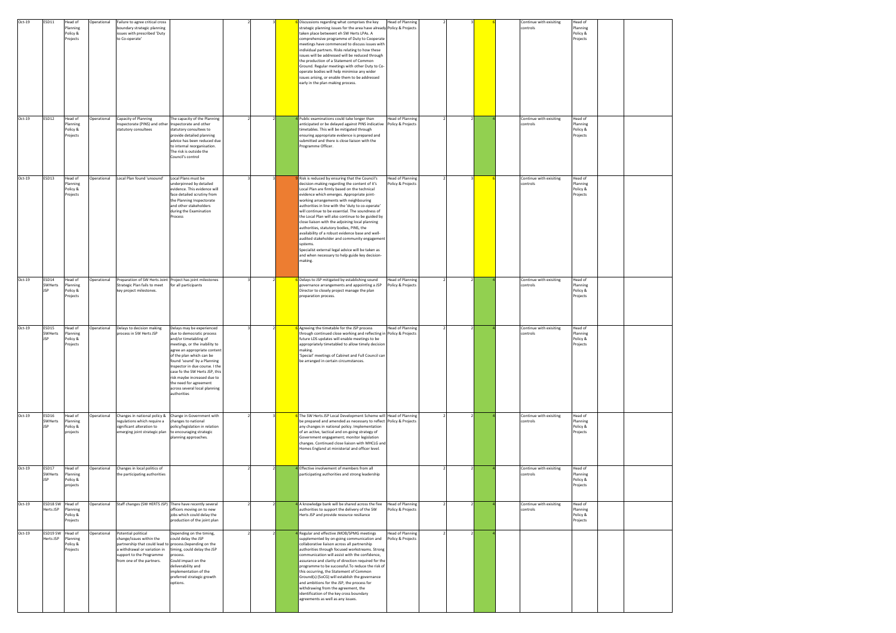| Oct-19 | ESD11 | Head of Planning Policy & Projects | Operational | Failure to agree critical cross boundary strategic planning issues with prescribed 'Duty to Co-operate' | | | 2 | 3 | 6 | Discussions regarding what comprises the key strategic planning issues for the area have already taken place betweent eh SW Herts LPAs. A comprehensive programme of Duty to Cooperate meetings have commenced to discuss issues with individual partners. Risks relating to how these issues will be addressed will be reduced through the production of a Statement of Common Ground. Regular meetings with other Duty to Co-operate bodies will help minimise any wider issues arising, or enable them to be addressed early in the plan making process. | Head of Planning Policy & Projects | 2 | 3 | 6 | Continue with exisiting controls | Head of Planning Policy & Projects | | |
|---|---|---|---|---|---|---|---|---|---|---|---|---|---|---|---|---|---|---|
| Oct-19 | ESD12 | Head of Planning Policy & Projects | Operational | Capacity of Planning Inspectorate (PINS) and other statutory consultees | The capacity of the Planning Inspectorate and other statutory consultees to provide detailed planning advice has been reduced due to internal reorganisation. The risk is outside the Council's control | | 2 | 2 | 4 | Public examinations could take longer than anticipated or be delayed against PINS indicative timetables. This will be mitigated through ensuring appropriate evidence is prepared and submitted and there is close liaison with the Programme Officer. | Head of Planning Policy & Projects | 2 | 2 | 4 | Continue with exisiting controls | Head of Planning Policy & Projects | | |
| Oct-19 | ESD13 | Head of Planning Policy & Projects | Operational | Local Plan found 'unsound' | Local Plans must be underpinned by detailed evidence. This evidence will face detailed scrutiny from the Planning Inspectorate and other stakeholders during the Examination Process | | 3 | 3 | 9 | Risk is reduced by ensuring that the Council's decision-making regarding the content of it's Local Plan are firmly based on the technical evidence which emerges. Appropriate joint-working arrangements with neighbouring authorities in line with the 'duty to co-operate' will continue to be essential. The soundness of the Local Plan will also continue to be guided by close liaison with the adjoining local planning authorities, statutory bodies, PINS, the availability of a robust evidence base and well-audited stakeholder and community engagement systems.<br>Specialist external legal advice will be taken as and when necessary to help guide key decision-making. | Head of Planning Policy & Projects | 2 | 3 | 6 | Continue with exisiting controls | Head of Planning Policy & Projects | | |
| Oct-19 | ESD14 SWHerts JSP | Head of Planning Policy & Projects | Operational | Preparation of SW Herts Joint Strategic Plan fails to meet key project milestones. | Project has joint milestones for all participants | | 3 | 2 | 6 | Delays to JSP mitigated by establishing sound governance arrangements and appointing a JSP Director to closely project manage the plan preparation process. | Head of Planning Policy & Projects | 2 | 2 | 4 | Continue with exisiting controls | Head of Planning Policy & Projects | | |
| Oct-19 | ESD15 SWHerts JSP | Head of Planning Policy & Projects | Operational | Delays to decision making process in SW Herts JSP | Delays may be experienced due to democratic process and/or timetabling of meetings, or the inability to agree an appropriate content of the plan which can be found 'sound' by a Planning Inspector in due course. I the case fo the SW Herts JSP, this risk maybe increased due to the need for agreement across several local planning authorities | | 3 | 2 | 6 | Agreeing the timetable for the JSP process through continued close working and reflecting in future LDS updates will enable meetings to be appropriately timetabled to allow timely decision making.<br>'Special' meetings of Cabinet and Full Council can be arranged in certain circumstances. | Head of Planning Policy & Projects | 2 | 2 | 4 | Continue with exisiting controls | Head of Planning Policy & Projects | | |
| Oct-19 | ESD16 SWHerts JSP | Head of Planning Policy & projects | Operational | Changes in national policy & regulations which require a significant alteration to emerging joint strategic plan | Change in Government with changes to national policy/legislation in relation to encouraging strategic planning approaches. | | 2 | 3 | 6 | The SW Herts JSP Local Development Scheme will be prepared and amended as necessary to reflect any changes in national policy. Implementation of an active, tactical and on-going strategy of Government engagement; monitor legislation changes. Continued close liaison with MHCLG and Homes England at ministerial and officer level. | Head of Planning Policy & Projects | 2 | 2 | 4 | Continue with exisiting controls | Head of Planning Policy & Projects | | |
| Oct-19 | ESD17 SWHerts JSP | Head of Planning Policy & projects | Operational | Changes in local politics of the participating authorities | | | 2 | 2 | 4 | Effective involvement of members from all participating authorities and strong leadership | | 2 | 2 | 4 | Continue with exisiting controls | Head of Planning Policy & Projects | | |
| Oct-19 | ESD18 SW Herts JSP | Head of Planning Policy & Projects | Operational | Staff changes (SW HERTS JSP) | There have recently several officers moving on to new jobs which could delay the production of the joint plan | | 2 | 2 | 4 | A knowledge bank will be shared across the five authorities to support the delivery of the SW Herts JSP and provide resource resiliance | Head of Planning Policy & Projects | 2 | 2 | 4 | Continue with exisiting controls | Head of Planning Policy & Projects | | |
| Oct-19 | ESD19 SW Herts JSP | Head of Planning Policy & Projects | Operational | Potential political change/issues within the partnership that could lead to a withdrawal or variation in support to the Programme from one of the partners. | Depending on the timing, could delay the JSP process.Depending on the timing, could delay the JSP process.<br>Could impact on the deliverability and implementation of the preferred strategic growth options. | | 2 | 2 | 4 | Regular and effective JMOB/SPMG meetings supplemented by on-going communication and collaborative liaison across all partnership authorities through focused workstreams. Strong communication will assist with the confidence, assurance and clarity of direction required for the programme to be successful.To reduce the risk of this occurring, the Statement of Common Ground(s) (SoCG) will establish the governance and ambitions for the JSP, the process for withdrawing from the agreement, the identification of the key cross boundary agreements as well as any issues. | Head of Planning Policy & Projects | 2 | 2 | 4 | | | | |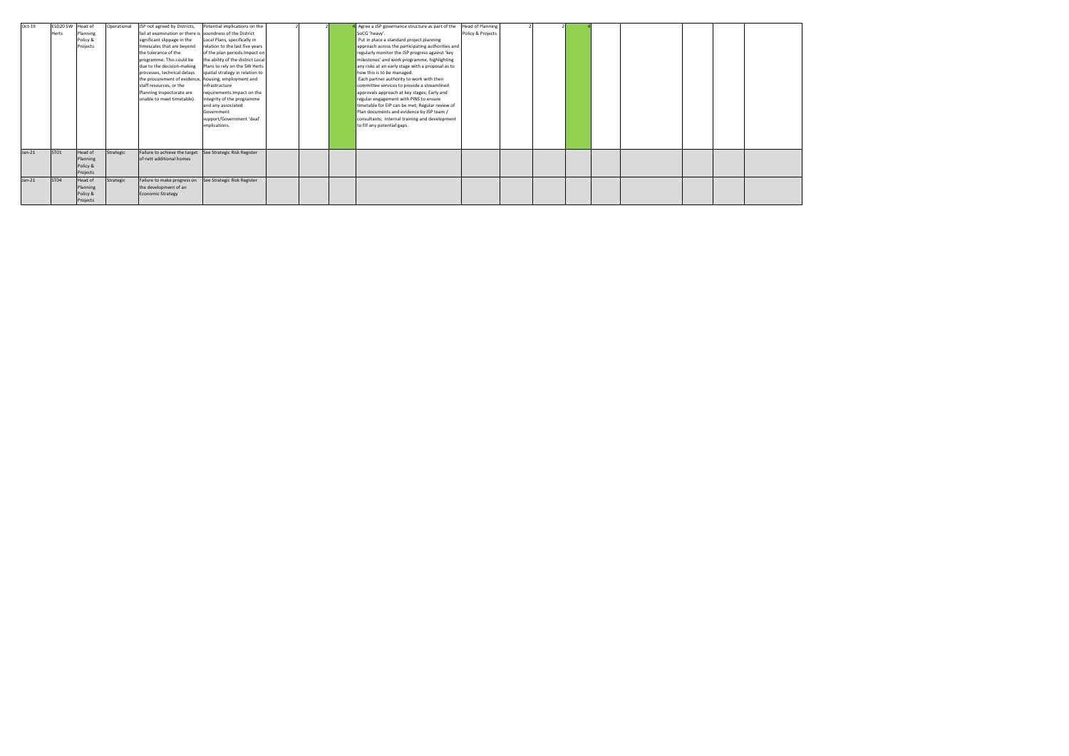| | | | | | | | | | | | | | | | | | | | |
|---|---|---|---|---|---|---|---|---|---|---|---|---|---|---|---|---|---|---|---|
| Oct-19 | ESD20 SW Herts | Head of Planning Policy & Projects | Operational | JSP not agreed by Districts, fail at examination or there is significant slippage in the timescales that are beyond the tolerance of the programme. This could be due to the decision-making processes, technical delays the procurement of evidence, staff resources, or the Planning Inspectorate are unable to meet timetable). | Potential implications on the soundness of the District Local Plans, specifically in relation to the last five years of the plan periods.Impact on the ability of the district Local Plans to rely on the SW Herts spatial strategy in relation to housing, employment and infrastructure requirements.Impact on the integrity of the programme and any associated Government support/Government 'deal' implications. | 2 | 2 | 4 | Agree a JSP governance structure as part of the SoCG 'heavy'. Put in place a standard project planning approach across the participating authorities and regularly monitor the JSP progress against 'key milestones' and work programme, highlighting any risks at an early stage with a proposal as to how this is to be managed. Each partner authority to work with their committee services to provide a streamlined approvals approach at key stages; Early and regular engagement with PINS to ensure timetable for EiP can be met; Regular review of Plan documents and evidence by JSP team / consultants; Internal training and development to fill any potential gaps. | Head of Planning Policy & Projects | 2 | 2 | 4 | | | | | | |
| Jan-21 | ST01 | Head of Planning Policy & Projects | Strategic | Failure to achieve the target of nett additional homes | See Strategic Risk Register | | | | | | | | | | | | | | |
| Jan-21 | ST04 | Head of Planning Policy & Projects | Strategic | Failure to make progress on the development of an Economic Strategy | See Strategic Risk Register | | | | | | | | | | | | | | |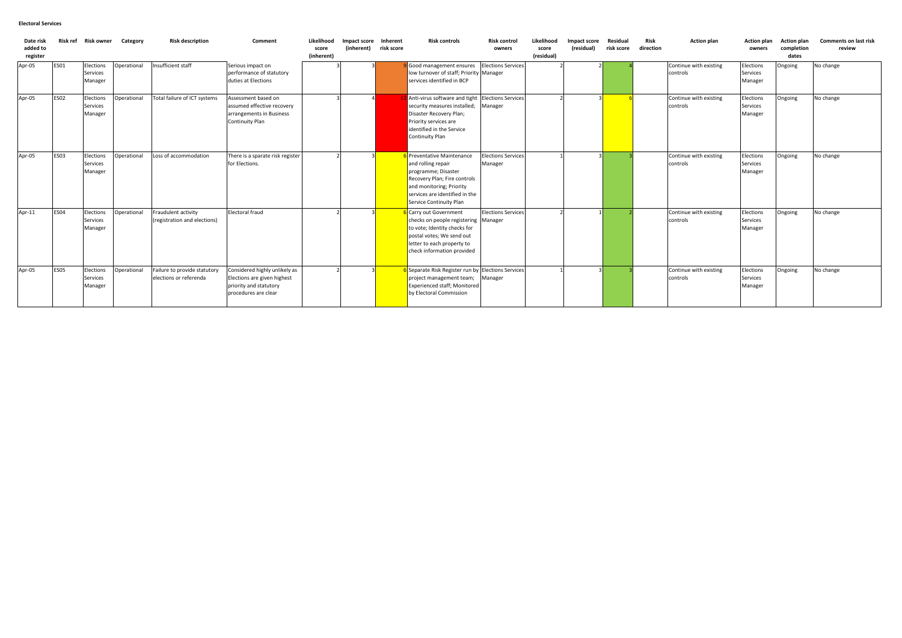**Electoral Services**

| Date risk added to register | Risk ref | Risk owner | Category | Risk description | Comment | Likelihood score (inherent) | Impact score (inherent) | Inherent risk score | Risk controls | Risk control owners | Likelihood score (residual) | Impact score (residual) | Residual risk score | Risk direction | Action plan | Action plan owners | Action plan completion dates | Comments on last risk review |
|---|---|---|---|---|---|---|---|---|---|---|---|---|---|---|---|---|---|---|
| Apr-05 | ES01 | Elections Services Manager | Operational | Insufficient staff | Serious impact on performance of statutory duties at Elections | 3 | 3 | 9 | Good management ensures low turnover of staff; Priority services identified in BCP | Elections Services Manager | 2 | 2 | 4 | | Continue with existing controls | Elections Services Manager | Ongoing | No change |
| Apr-05 | ES02 | Elections Services Manager | Operational | Total failure of ICT systems | Assessment based on assumed effective recovery arrangements in Business Continuity Plan | 3 | 4 | 12 | Anti-virus software and tight security measures installed; Disaster Recovery Plan; Priority services are identified in the Service Continuity Plan | Elections Services Manager | 2 | 3 | 6 | | Continue with existing controls | Elections Services Manager | Ongoing | No change |
| Apr-05 | ES03 | Elections Services Manager | Operational | Loss of accommodation | There is a sparate risk register for Elections. | 2 | 3 | 6 | Preventative Maintenance and rolling repair programme; Disaster Recovery Plan; Fire controls and monitoring; Priority services are identified in the Service Continuity Plan | Elections Services Manager | 1 | 3 | 3 | | Continue with existing controls | Elections Services Manager | Ongoing | No change |
| Apr-11 | ES04 | Elections Services Manager | Operational | Fraudulent activity (registration and elections) | Electoral fraud | 2 | 3 | 6 | Carry out Government checks on people registering to vote; Identity checks for postal votes; We send out letter to each property to check information provided | Elections Services Manager | 2 | 1 | 2 | | Continue with existing controls | Elections Services Manager | Ongoing | No change |
| Apr-05 | ES05 | Elections Services Manager | Operational | Failure to provide statutory elections or referenda | Considered highly unlikely as Elections are given highest priority and statutory procedures are clear | 2 | 3 | 6 | Separate Risk Register run by project management team; Experienced staff; Monitored by Electoral Commission | Elections Services Manager | 1 | 3 | 3 | | Continue with existing controls | Elections Services Manager | Ongoing | No change |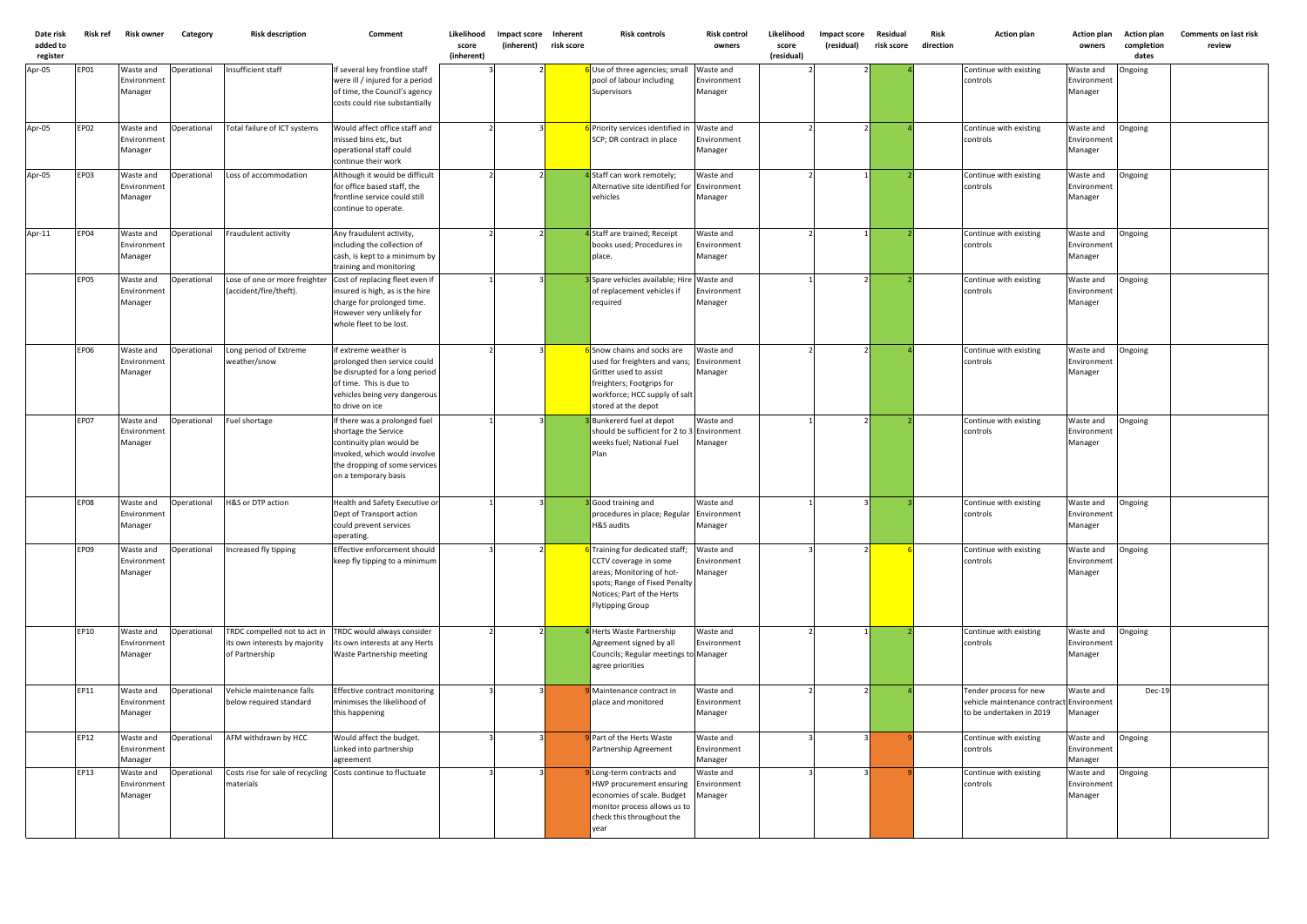| Date risk added to register | Risk ref | Risk owner | Category | Risk description | Comment | Likelihood score (inherent) | Impact score (inherent) | Inherent risk score | Risk controls | Risk control owners | Likelihood score (residual) | Impact score (residual) | Residual risk score | Risk direction | Action plan | Action plan owners | Action plan completion dates | Comments on last risk review |
|---|---|---|---|---|---|---|---|---|---|---|---|---|---|---|---|---|---|---|
| Apr-05 | EP01 | Waste and Environment Manager | Operational | Insufficient staff | If several key frontline staff were ill / injured for a period of time, the Council's agency costs could rise substantially | 3 | 2 | 6 | Use of three agencies; small pool of labour including Supervisors | Waste and Environment Manager | 2 | 2 | 4 | | Continue with existing controls | Waste and Environment Manager | Ongoing | |
| Apr-05 | EP02 | Waste and Environment Manager | Operational | Total failure of ICT systems | Would affect office staff and missed bins etc, but operational staff could continue their work | 2 | 3 | 6 | Priority services identified in SCP; DR contract in place | Waste and Environment Manager | 2 | 2 | 4 | | Continue with existing controls | Waste and Environment Manager | Ongoing | |
| Apr-05 | EP03 | Waste and Environment Manager | Operational | Loss of accommodation | Although it would be difficult for office based staff, the frontline service could still continue to operate. | 2 | 2 | 4 | Staff can work remotely; Alternative site identified for vehicles | Waste and Environment Manager | 2 | 1 | 2 | | Continue with existing controls | Waste and Environment Manager | Ongoing | |
| Apr-11 | EP04 | Waste and Environment Manager | Operational | Fraudulent activity | Any fraudulent activity, including the collection of cash, is kept to a minimum by training and monitoring | 2 | 2 | 4 | Staff are trained; Receipt books used; Procedures in place. | Waste and Environment Manager | 2 | 1 | 2 | | Continue with existing controls | Waste and Environment Manager | Ongoing | |
| | EP05 | Waste and Environment Manager | Operational | Lose of one or more freighter (accident/fire/theft). | Cost of replacing fleet even if insured is high, as is the hire charge for prolonged time. However very unlikely for whole fleet to be lost. | 1 | 3 | 3 | Spare vehicles available; Hire of replacement vehicles if required | Waste and Environment Manager | 1 | 2 | 2 | | Continue with existing controls | Waste and Environment Manager | Ongoing | |
| | EP06 | Waste and Environment Manager | Operational | Long period of Extreme weather/snow | If extreme weather is prolonged then service could be disrupted for a long period of time. This is due to vehicles being very dangerous to drive on ice | 2 | 3 | 6 | Snow chains and socks are used for freighters and vans; Gritter used to assist freighters; Footgrips for workforce; HCC supply of salt stored at the depot | Waste and Environment Manager | 2 | 2 | 4 | | Continue with existing controls | Waste and Environment Manager | Ongoing | |
| | EP07 | Waste and Environment Manager | Operational | Fuel shortage | If there was a prolonged fuel shortage the Service continuity plan would be invoked, which would involve the dropping of some services on a temporary basis | 1 | 3 | 3 | Bunkererd fuel at depot should be sufficient for 2 to 3 weeks fuel; National Fuel Plan | Waste and Environment Manager | 1 | 2 | 2 | | Continue with existing controls | Waste and Environment Manager | Ongoing | |
| | EP08 | Waste and Environment Manager | Operational | H&S or DTP action | Health and Safety Executive or Dept of Transport action could prevent services operating. | 1 | 3 | 3 | Good training and procedures in place; Regular H&S audits | Waste and Environment Manager | 1 | 3 | 3 | | Continue with existing controls | Waste and Environment Manager | Ongoing | |
| | EP09 | Waste and Environment Manager | Operational | Increased fly tipping | Effective enforcement should keep fly tipping to a minimum | 3 | 2 | 6 | Training for dedicated staff; CCTV coverage in some areas; Monitoring of hot-spots; Range of Fixed Penalty Notices; Part of the Herts Flytipping Group | Waste and Environment Manager | 3 | 2 | 6 | | Continue with existing controls | Waste and Environment Manager | Ongoing | |
| | EP10 | Waste and Environment Manager | Operational | TRDC compelled not to act in its own interests by majority of Partnership | TRDC would always consider its own interests at any Herts Waste Partnership meeting | 2 | 2 | 4 | Herts Waste Partnership Agreement signed by all Councils; Regular meetings to agree priorities | Waste and Environment Manager | 2 | 1 | 2 | | Continue with existing controls | Waste and Environment Manager | Ongoing | |
| | EP11 | Waste and Environment Manager | Operational | Vehicle maintenance falls below required standard | Effective contract monitoring minimises the likelihood of this happening | 3 | 3 | 9 | Maintenance contract in place and monitored | Waste and Environment Manager | 2 | 2 | 4 | | Tender process for new vehicle maintenance contract to be undertaken in 2019 | Waste and Environment Manager | Dec-19 | |
| | EP12 | Waste and Environment Manager | Operational | AFM withdrawn by HCC | Would affect the budget. Linked into partnership agreement | 3 | 3 | 9 | Part of the Herts Waste Partnership Agreement | Waste and Environment Manager | 3 | 3 | 9 | | Continue with existing controls | Waste and Environment Manager | Ongoing | |
| | EP13 | Waste and Environment Manager | Operational | Costs rise for sale of recycling materials | Costs continue to fluctuate | 3 | 3 | 9 | Long-term contracts and HWP procurement ensuring economies of scale. Budget monitor process allows us to check this throughout the year | Waste and Environment Manager | 3 | 3 | 9 | | Continue with existing controls | Waste and Environment Manager | Ongoing | |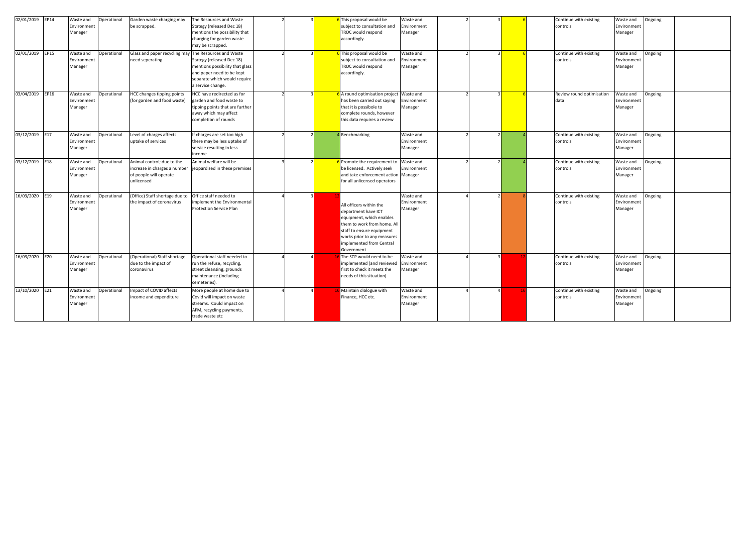| | | | | | | | | | | | | | | | | | | | |
|---|---|---|---|---|---|---|---|---|---|---|---|---|---|---|---|---|---|---|---|
| 02/01/2019 | EP14 | Waste and Environment Manager | Operational | Garden waste charging may be scrapped. | The Resources and Waste Stategy (released Dec 18) mentions the possibility that charging for garden waste may be scrapped. | | 2 | 3 | 6 | This proposal would be subject to consultation and TRDC would respond accordingly. | Waste and Environment Manager | | 2 | 3 | 6 | | Continue with existing controls | Waste and Environment Manager | Ongoing |
| 02/01/2019 | EP15 | Waste and Environment Manager | Operational | Glass and paper recycling may need seperating | The Resources and Waste Stategy (released Dec 18) mentions possibility that glass and paper need to be kept separate which would require a service change. | | 2 | 3 | 6 | This proposal would be subject to consultation and TRDC would respond accordingly. | Waste and Environment Manager | | 2 | 3 | 6 | | Continue with existing controls | Waste and Environment Manager | Ongoing |
| 03/04/2019 | EP16 | Waste and Environment Manager | Operational | HCC changes tipping points (for garden and food waste) | HCC have redirected us for garden and food waste to tipping points that are further away which may affect completion of rounds | | 2 | 3 | 6 | A round optimisation project has been carried out saying that it is possibole to complete rounds, however this data requires a review | Waste and Environment Manager | | 2 | 3 | 6 | | Review round optimisation data | Waste and Environment Manager | Ongoing |
| 03/12/2019 | E17 | Waste and Environment Manager | Operational | Level of charges affects uptake of services | If charges are set too high there may be less uptake of service resulting in less income | | 2 | 2 | 4 | Benchmarking | Waste and Environment Manager | | 2 | 2 | 4 | | Continue with existing controls | Waste and Environment Manager | Ongoing |
| 03/12/2019 | E18 | Waste and Environment Manager | Operational | Animal control; due to the increase in charges a number of people will operate unlicensed | Animal welfare will be jeopardised in these premises | | 3 | 2 | 6 | Promote the requirement to be licensed. Actively seek and take enforcement action for all unlicensed operators | Waste and Environment Manager | | 2 | 2 | 4 | | Continue with existing controls | Waste and Environment Manager | Ongoing |
| 16/03/2020 | E19 | Waste and Environment Manager | Operational | (Office) Staff shortage due to the impact of coronavirus | Office staff needed to implement the Environmental Protection Service Plan | | 4 | 3 | 12 | All officers within the department have ICT equipment, which enables them to work from home. All staff to ensure equipment works prior to any measures implemented from Central Government | Waste and Environment Manager | | 4 | 2 | 8 | | Continue with existing controls | Waste and Environment Manager | Ongoing |
| 16/03/2020 | E20 | Waste and Environment Manager | Operational | (Operational) Staff shortage due to the impact of coronavirus | Operational staff needed to run the refuse, recycling, street cleansing, grounds maintenance (including cemeteries). | | 4 | 4 | 16 | The SCP would need to be implemented (and reviewed first to check it meets the needs of this situation) | Waste and Environment Manager | | 4 | 3 | 12 | | Continue with existing controls | Waste and Environment Manager | Ongoing |
| 13/10/2020 | E21 | Waste and Environment Manager | Operational | Impact of COVID affects income and expenditure | More people at home due to Covid will impact on waste streams. Could impact on AFM, recycling payments, trade waste etc | | 4 | 4 | 16 | Maintain dialogue with Finance, HCC etc. | Waste and Environment Manager | | 4 | 4 | 16 | | Continue with existing controls | Waste and Environment Manager | Ongoing |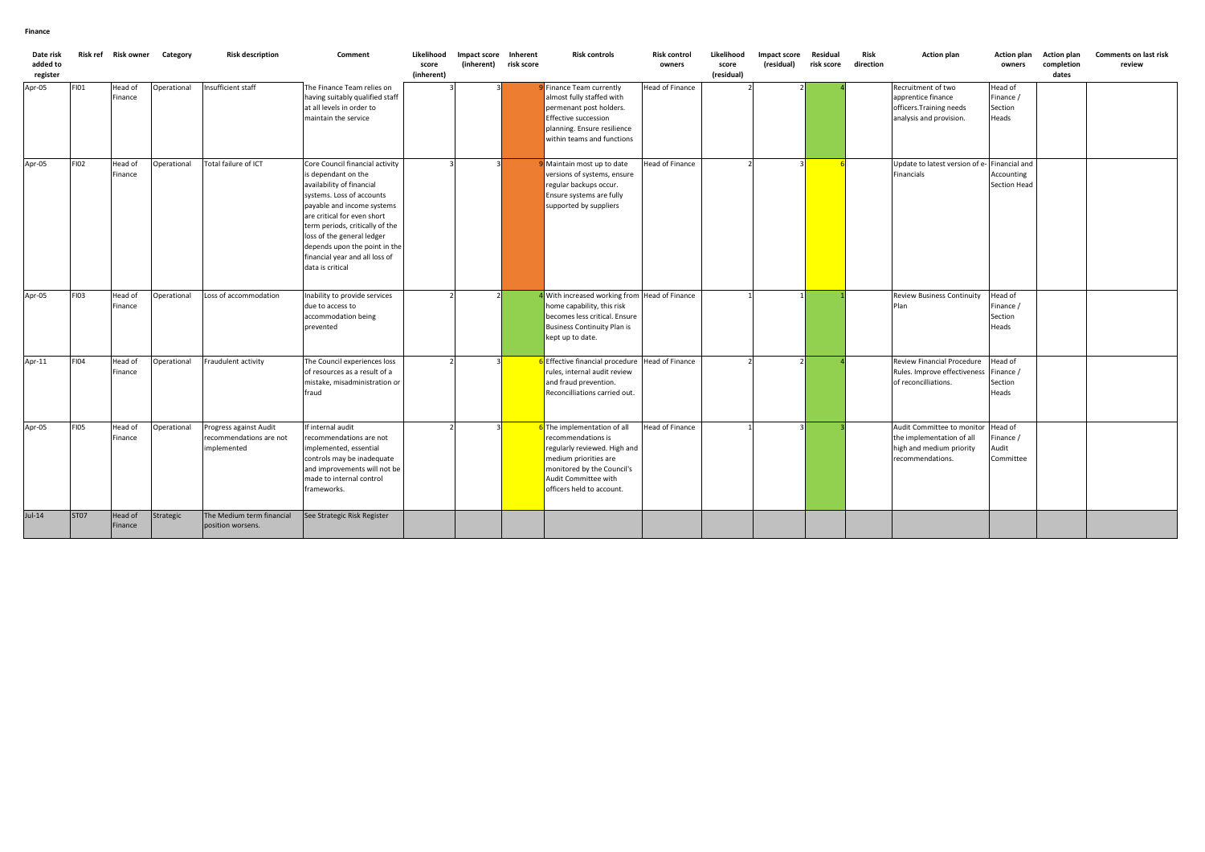**Finance**

| Date risk added to register | Risk ref | Risk owner | Category | Risk description | Comment | Likelihood score (inherent) | Impact score (inherent) | Inherent risk score | Risk controls | Risk control owners | Likelihood score (residual) | Impact score (residual) | Residual risk score | Risk direction | Action plan | Action plan owners | Action plan completion dates | Comments on last risk review |
|---|---|---|---|---|---|---|---|---|---|---|---|---|---|---|---|---|---|---|
| Apr-05 | FI01 | Head of Finance | Operational | Insufficient staff | The Finance Team relies on having suitably qualified staff at all levels in order to maintain the service | 3 | 3 | 9 | Finance Team currently almost fully staffed with permenant post holders. Effective succession planning. Ensure resilience within teams and functions | Head of Finance | 2 | 2 | 4 | | Recruitment of two apprentice finance officers.Training needs analysis and provision. | Head of Finance / Section Heads | | |
| Apr-05 | FI02 | Head of Finance | Operational | Total failure of ICT | Core Council financial activity is dependant on the availability of financial systems. Loss of accounts payable and income systems are critical for even short term periods, critically of the loss of the general ledger depends upon the point in the financial year and all loss of data is critical | 3 | 3 | 9 | Maintain most up to date versions of systems, ensure regular backups occur. Ensure systems are fully supported by suppliers | Head of Finance | 2 | 3 | 6 | | Update to latest version of e-Financials | Financial and Accounting Section Head | | |
| Apr-05 | FI03 | Head of Finance | Operational | Loss of accommodation | Inability to provide services due to access to acccommodation being prevented | 2 | 2 | 4 | With increased working from home capability, this risk becomes less critical. Ensure Business Continuity Plan is kept up to date. | Head of Finance | 1 | 1 | 1 | | Review Business Continuity Plan | Head of Finance / Section Heads | | |
| Apr-11 | FI04 | Head of Finance | Operational | Fraudulent activity | The Council experiences loss of resources as a result of a mistake, misadministration or fraud | 2 | 3 | 6 | Effective financial procedure rules, internal audit review and fraud prevention. Reconcilliations carried out. | Head of Finance | 2 | 2 | 4 | | Review Financial Procedure Rules. Improve effectiveness of reconcilliations. | Head of Finance / Section Heads | | |
| Apr-05 | FI05 | Head of Finance | Operational | Progress against Audit recommendations are not implemented | If internal audit recommendations are not implemented, essential controls may be inadequate and improvements will not be made to internal control frameworks. | 2 | 3 | 6 | The implementation of all recommendations is regularly reviewed. High and medium priorities are monitored by the Council's Audit Committee with officers held to account. | Head of Finance | 1 | 3 | 3 | | Audit Committee to monitor the implementation of all high and medium priority recommendations. | Head of Finance / Audit Committee | | |
| Jul-14 | ST07 | Head of Finance | Strategic | The Medium term financial position worsens. | See Strategic Risk Register | | | | | | | | | | | | | |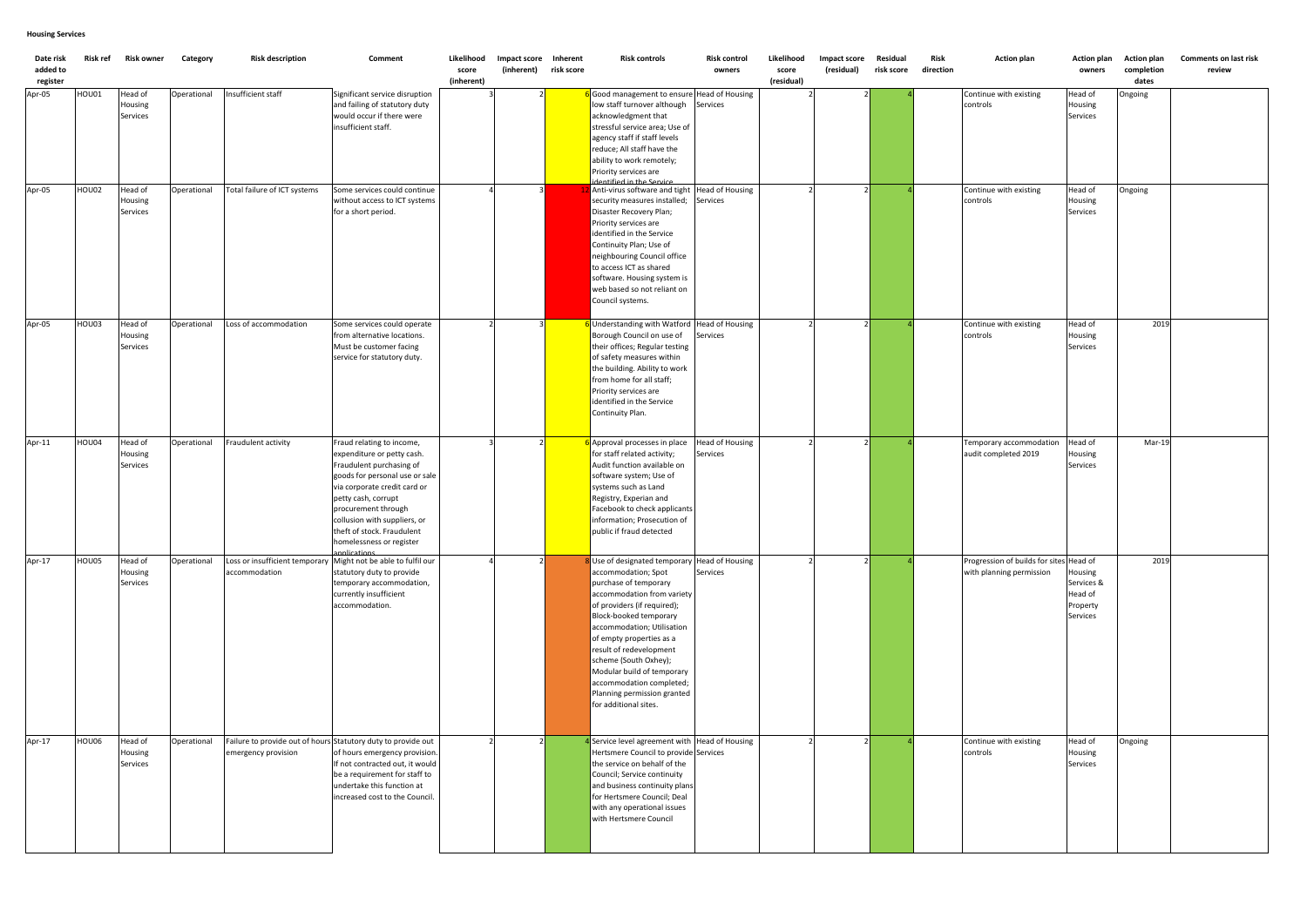**Housing Services**

| Date risk added to register | Risk ref | Risk owner | Category | Risk description | Comment | Likelihood score (inherent) | Impact score (inherent) | Inherent risk score | Risk controls | Risk control owners | Likelihood score (residual) | Impact score (residual) | Residual risk score | Risk direction | Action plan | Action plan owners | Action plan completion dates | Comments on last risk review |
|---|---|---|---|---|---|---|---|---|---|---|---|---|---|---|---|---|---|---|
| Apr-05 | HOU01 | Head of Housing Services | Operational | Insufficient staff | Significant service disruption and failing of statutory duty would occur if there were insufficient staff. | 3 | 2 | 6 | Good management to ensure low staff turnover although acknowledgment that stressful service area; Use of agency staff if staff levels reduce; All staff have the ability to work remotely; Priority services are identified in the Service | Head of Housing Services | 2 | 2 | 4 | | Continue with existing controls | Head of Housing Services | Ongoing | |
| Apr-05 | HOU02 | Head of Housing Services | Operational | Total failure of ICT systems | Some services could continue without access to ICT systems for a short period. | 4 | 3 | 12 | Anti-virus software and tight security measures installed; Disaster Recovery Plan; Priority services are identified in the Service Continuity Plan; Use of neighbouring Council office to access ICT as shared software. Housing system is web based so not reliant on Council systems. | Head of Housing Services | 2 | 2 | 4 | | Continue with existing controls | Head of Housing Services | Ongoing | |
| Apr-05 | HOU03 | Head of Housing Services | Operational | Loss of accommodation | Some services could operate from alternative locations. Must be customer facing service for statutory duty. | 2 | 3 | 6 | Understanding with Watford Borough Council on use of their offices; Regular testing of safety measures within the building. Ability to work from home for all staff; Priority services are identified in the Service Continuity Plan. | Head of Housing Services | 2 | 2 | 4 | | Continue with existing controls | Head of Housing Services | 2019 | |
| Apr-11 | HOU04 | Head of Housing Services | Operational | Fraudulent activity | Fraud relating to income, expenditure or petty cash. Fraudulent purchasing of goods for personal use or sale via corporate credit card or petty cash, corrupt procurement through collusion with suppliers, or theft of stock. Fraudulent homelessness or register applications | 3 | 2 | 6 | Approval processes in place for staff related activity; Audit function available on software system; Use of systems such as Land Registry, Experian and Facebook to check applicants information; Prosecution of public if fraud detected | Head of Housing Services | 2 | 2 | 4 | | Temporary accommodation audit completed 2019 | Head of Housing Services | Mar-19 | |
| Apr-17 | HOU05 | Head of Housing Services | Operational | Loss or insufficient temporary accommodation | Might not be able to fulfil our statutory duty to provide temporary accommodation, currently insufficient accommodation. | 4 | 2 | 8 | Use of designated temporary accommodation; Spot purchase of temporary accommodation from variety of providers (if required); Block-booked temporary accommodation; Utilisation of empty properties as a result of redevelopment scheme (South Oxhey); Modular build of temporary accommodation completed; Planning permission granted for additional sites. | Head of Housing Services | 2 | 2 | 4 | | Progression of builds for sites with planning permission | Head of Housing Services & Head of Property Services | 2019 | |
| Apr-17 | HOU06 | Head of Housing Services | Operational | Failure to provide out of hours emergency provision | Statutory duty to provide out of hours emergency provision. If not contracted out, it would be a requirement for staff to undertake this function at increased cost to the Council. | 2 | 2 | 4 | Service level agreement with Hertsmere Council to provide the service on behalf of the Council; Service continuity and business continuity plans for Hertsmere Council; Deal with any operational issues with Hertsmere Council | Head of Housing Services | 2 | 2 | 4 | | Continue with existing controls | Head of Housing Services | Ongoing | |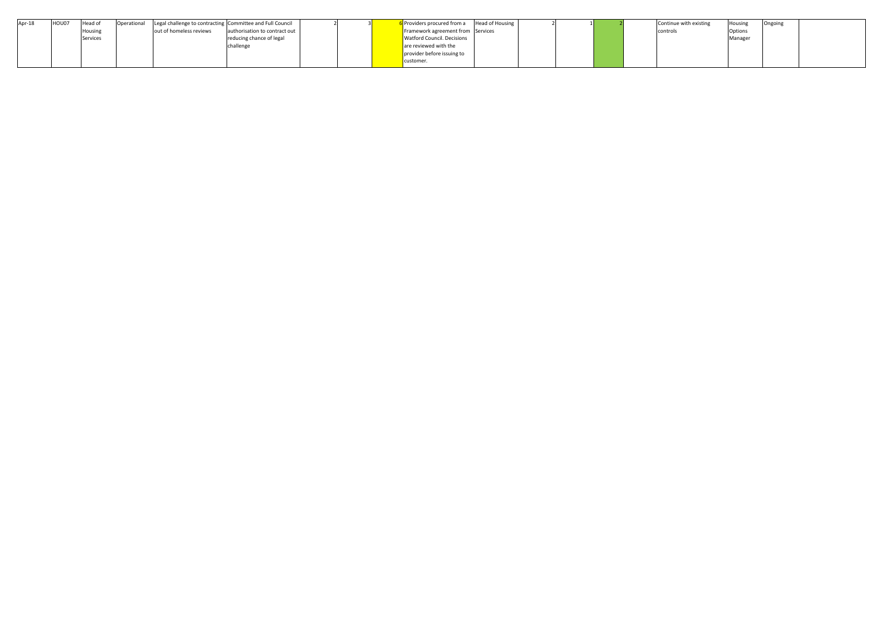| | | | | | | | | | | | | | | | | | | |
|---|---|---|---|---|---|---|---|---|---|---|---|---|---|---|---|---|---|---|
| Apr-18 | HOU07 | Head of Housing Services | Operational | Legal challenge to contracting out of homeless reviews | Committee and Full Council authorisation to contract out reducing chance of legal challenge | | 2 | 3 | 6 | Providers procured from a Framework agreement from Watford Council. Decisions are reviewed with the provider before issuing to customer. | Head of Housing Services | 2 | 1 | 2 | | Continue with existing controls | Housing Options Manager | Ongoing |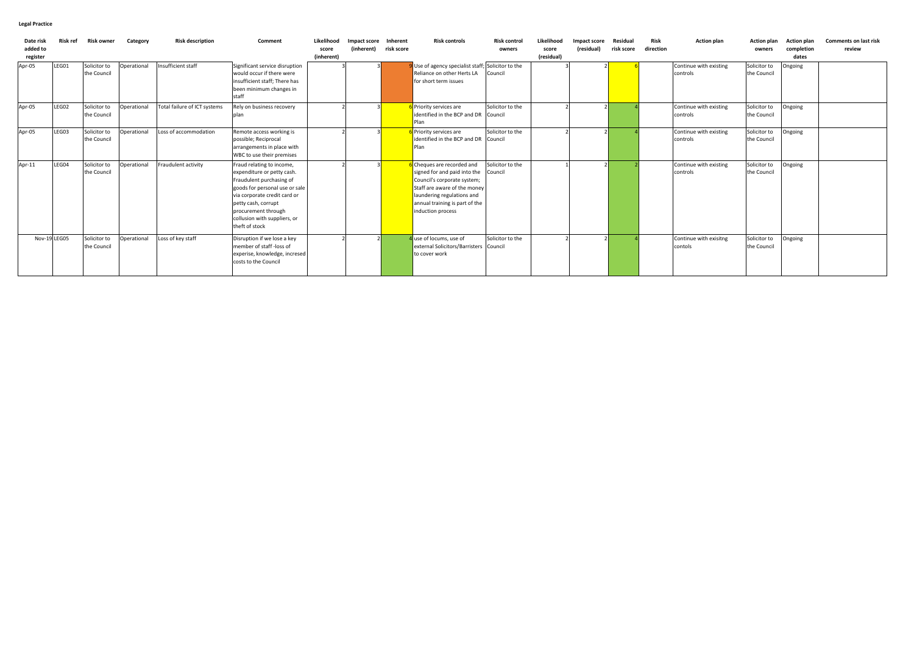**Legal Practice**

| Date risk added to register | Risk ref | Risk owner | Category | Risk description | Comment | Likelihood score (inherent) | Impact score (inherent) | Inherent risk score | Risk controls | Risk control owners | Likelihood score (residual) | Impact score (residual) | Residual risk score | Risk direction | Action plan | Action plan owners | Action plan completion dates | Comments on last risk review |
|---|---|---|---|---|---|---|---|---|---|---|---|---|---|---|---|---|---|---|
| Apr-05 | LEG01 | Solicitor to the Council | Operational | Insufficient staff | Significant service disruption would occur if there were insufficient staff; There has been minimum changes in staff | 3 | 3 | 9 | Use of agency specialist staff; Reliance on other Herts LA for short term issues | Solicitor to the Council | 3 | 2 | 6 | | Continue with existing controls | Solicitor to the Council | Ongoing | |
| Apr-05 | LEG02 | Solicitor to the Council | Operational | Total failure of ICT systems | Rely on business recovery plan | 2 | 3 | 6 | Priority services are identified in the BCP and DR Plan | Solicitor to the Council | 2 | 2 | 4 | | Continue with existing controls | Solicitor to the Council | Ongoing | |
| Apr-05 | LEG03 | Solicitor to the Council | Operational | Loss of accommodation | Remote access working is possible; Reciprocal arrangements in place with WBC to use their premises | 2 | 3 | 6 | Priority services are identified in the BCP and DR Plan | Solicitor to the Council | 2 | 2 | 4 | | Continue with existing controls | Solicitor to the Council | Ongoing | |
| Apr-11 | LEG04 | Solicitor to the Council | Operational | Fraudulent activity | Fraud relating to income, expenditure or petty cash. Fraudulent purchasing of goods for personal use or sale via corporate credit card or petty cash, corrupt procurement through collusion with suppliers, or theft of stock | 2 | 3 | 6 | Cheques are recorded and signed for and paid into the Council's corporate system; Staff are aware of the money laundering regulations and annual training is part of the induction process | Solicitor to the Council | 1 | 2 | 2 | | Continue with existing controls | Solicitor to the Council | Ongoing | |
| Nov-19 | LEG05 | Solicitor to the Council | Operational | Loss of key staff | Disruption if we lose a key member of staff -loss of experise, knowledge, incresed costs to the Council | 2 | 2 | 4 | use of locums, use of external Solicitors/Barristers to cover work | Solicitor to the Council | 2 | 2 | 4 | | Continue with exisitng contols | Solicitor to the Council | Ongoing | |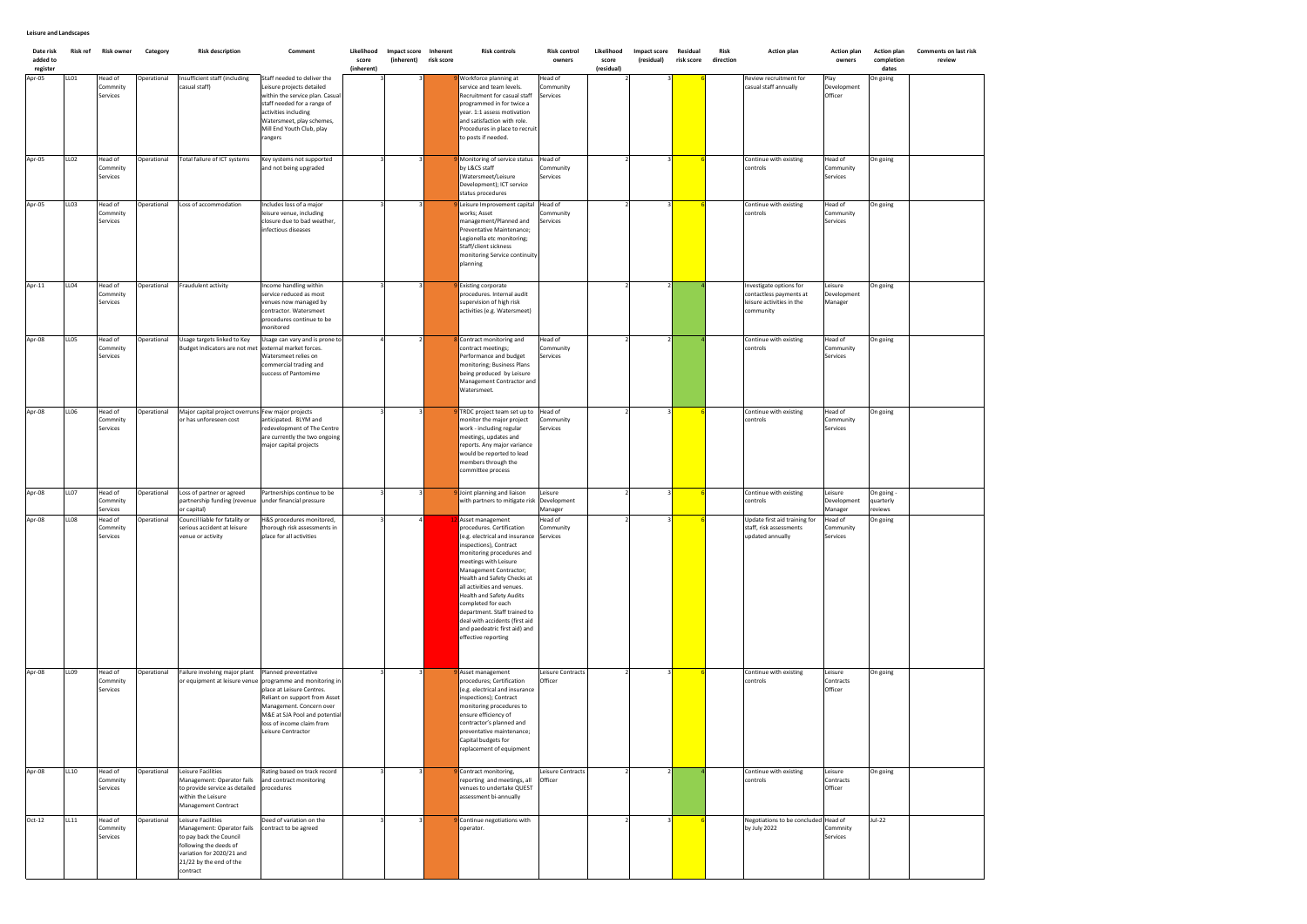**Leisure and Landscapes**

| Date risk added to register | Risk ref | Risk owner | Category | Risk description | Comment | Likelihood score (inherent) | Impact score (inherent) | Inherent risk score | Risk controls | Risk control owners | Likelihood score (residual) | Impact score (residual) | Residual risk score | Risk direction | Action plan | Action plan owners | Action plan completion dates | Comments on last risk review |
|---|---|---|---|---|---|---|---|---|---|---|---|---|---|---|---|---|---|---|
| Apr-05 | LL01 | Head of Commnity Services | Operational | Insufficient staff (including casual staff) | Staff needed to deliver the Leisure projects detailed within the service plan. Casual staff needed for a range of activities including Watersmeet, play schemes, Mill End Youth Club, play rangers | 3 | 3 | 9 | Workforce planning at service and team levels. Recruitment for casual staff programmed in for twice a year. 1:1 assess motivation and satisfaction with role. Procedures in place to recruit to posts if needed. | Head of Community Services | 2 | 3 | 6 | | Review recruitment for casual staff annually | Play Development Officer | On going | |
| Apr-05 | LL02 | Head of Commnity Services | Operational | Total failure of ICT systems | Key systems not supported and not being upgraded | 3 | 3 | 9 | Monitoring of service status by L&CS staff (Watersmeet/Leisure Development); ICT service status procedures | Head of Community Services | 2 | 3 | 6 | | Continue with existing controls | Head of Community Services | On going | |
| Apr-05 | LL03 | Head of Commnity Services | Operational | Loss of accommodation | Includes loss of a major leisure venue, including closure due to bad weather, infectious diseases | 3 | 3 | 9 | Leisure Improvement capital works; Asset management/Planned and Preventative Maintenance; Legionella etc monitoring; Staff/client sickness monitoring Service continuity planning | Head of Community Services | 2 | 3 | 6 | | Continue with existing controls | Head of Community Services | On going | |
| Apr-11 | LL04 | Head of Commnity Services | Operational | Fraudulent activity | Income handling within service reduced as most venues now managed by contractor. Watersmeet procedures continue to be monitored | 3 | 3 | 9 | Existing corporate procedures. Internal audit supervision of high risk activities (e.g. Watersmeet) | | 2 | 2 | 4 | | Investigate options for contactless payments at leisure activities in the community | Leisure Development Manager | On going | |
| Apr-08 | LL05 | Head of Commnity Services | Operational | Usage targets linked to Key Budget Indicators are not met | Usage can vary and is prone to external market forces. Watersmeet relies on commercial trading and success of Pantomime | 4 | 2 | 8 | Contract monitoring and contract meetings; Performance and budget monitoring; Business Plans being produced by Leisure Management Contractor and Watersmeet. | Head of Community Services | 2 | 2 | 4 | | Continue with existing controls | Head of Community Services | On going | |
| Apr-08 | LL06 | Head of Commnity Services | Operational | Major capital project overruns or has unforeseen cost | Few major projects anticipated. BLYM and redevelopment of The Centre are currently the two ongoing major capital projects | 3 | 3 | 9 | TRDC project team set up to monitor the major project work - including regular meetings, updates and reports. Any major variance would be reported to lead members through the committee process | Head of Community Services | 2 | 3 | 6 | | Continue with existing controls | Head of Community Services | On going | |
| Apr-08 | LL07 | Head of Commnity Services | Operational | Loss of partner or agreed partnership funding (revenue or capital) | Partnerships continue to be under financial pressure | 3 | 3 | 9 | Joint planning and liaison with partners to mitigate risk | Leisure Development Manager | 2 | 3 | 6 | | Continue with existing controls | Leisure Development Manager | On going - quarterly reviews | |
| Apr-08 | LL08 | Head of Commnity Services | Operational | Council liable for fatality or serious accident at leisure venue or activity | H&S procedures monitored, thorough risk assessments in place for all activities | 3 | 4 | 12 | Asset management procedures. Certification (e.g. electrical and insurance inspections), Contract monitoring procedures and meetings with Leisure Management Contractor; Health and Safety Checks at all activities and venues. Health and Safety Audits completed for each department. Staff trained to deal with accidents (first aid and paedeatric first aid) and effective reporting | Head of Community Services | 2 | 3 | 6 | | Update first aid training for staff, risk assessments updated annually | Head of Community Services | On going | |
| Apr-08 | LL09 | Head of Commnity Services | Operational | Failure involving major plant or equipment at leisure venue | Planned preventative programme and monitoring in place at Leisure Centres. Reliant on support from Asset Management. Concern over M&E at SJA Pool and potential loss of income claim from Leisure Contractor | 3 | 3 | 9 | Asset management procedures; Certification (e.g. electrical and insurance inspections); Contract monitoring procedures to ensure efficiency of contractor's planned and preventative maintenance; Capital budgets for replacement of equipment | Leisure Contracts Officer | 2 | 3 | 6 | | Continue with existing controls | Leisure Contracts Officer | On going | |
| Apr-08 | LL10 | Head of Commnity Services | Operational | Leisure Facilities Management: Operator fails to provide service as detailed within the Leisure Management Contract | Rating based on track record and contract monitoring procedures | 3 | 3 | 9 | Contract monitoring, reporting and meetings, all venues to undertake QUEST assessment bi-annually | Leisure Contracts Officer | 2 | 2 | 4 | | Continue with existing controls | Leisure Contracts Officer | On going | |
| Oct-12 | LL11 | Head of Commnity Services | Operational | Leisure Facilities Management: Operator fails to pay back the Council following the deeds of variation for 2020/21 and 21/22 by the end of the contract | Deed of variation on the contract to be agreed | 3 | 3 | 9 | Continue negotiations with operator. | | 2 | 3 | 6 | | Negotiations to be concluded by July 2022 | Head of Community Services | Jul-22 | |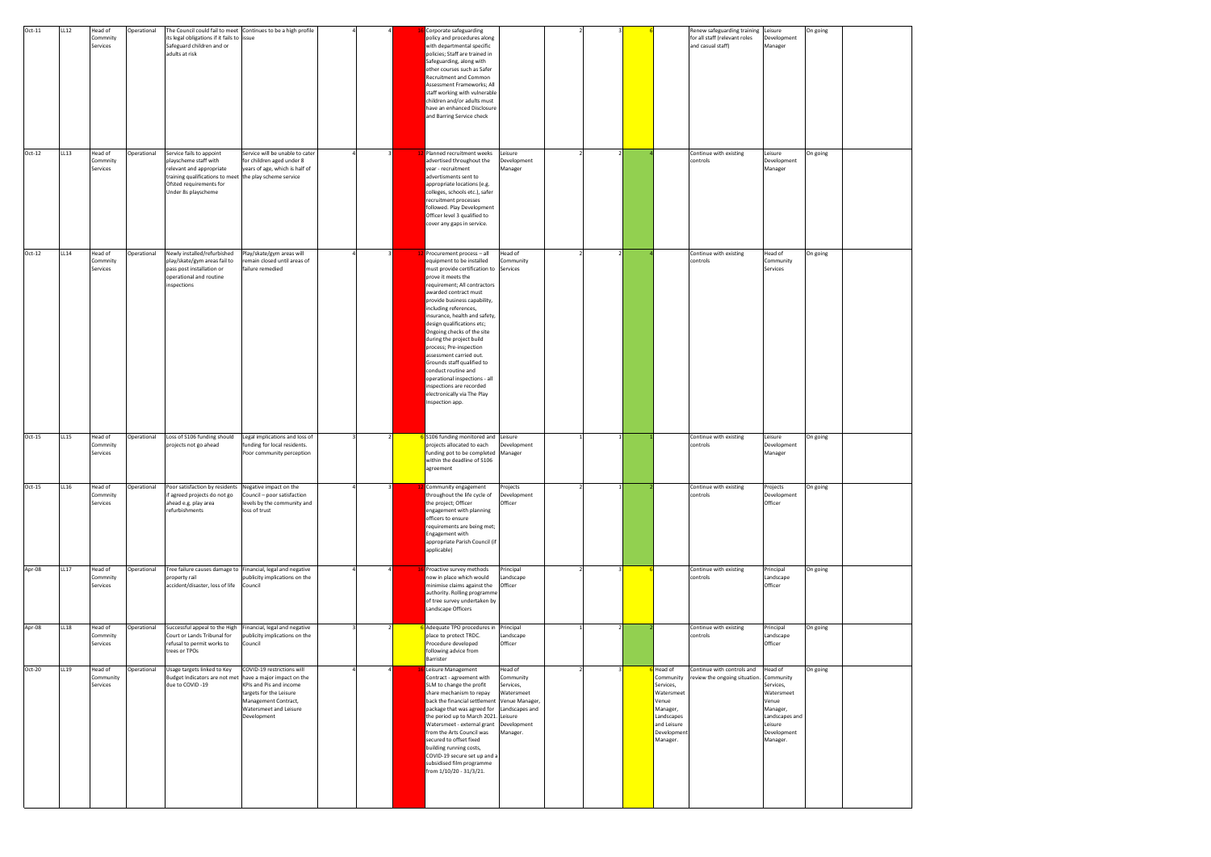| | | | | | | | | | | | | | | | | | | | | |
|---|---|---|---|---|---|---|---|---|---|---|---|---|---|---|---|---|---|---|---|---|
| Oct-11 | LL12 | Head of Commnity Services | Operational | The Council could fail to meet its legal obligations if it fails to Safeguard children and or adults at risk | Continues to be a high profile issue | | 4 | 4 | 16 | Corporate safeguarding policy and procedures along with departmental specific policies; Staff are trained in Safeguarding, along with other courses such as Safer Recruitment and Common Assessment Frameworks; All staff working with vulnerable children and/or adults must have an enhanced Disclosure and Barring Service check | | | 2 | 3 | 6 | | Renew safeguarding training for all staff (relevant roles and casual staff) | Leisure Development Manager | On going | |
| Oct-12 | LL13 | Head of Commnity Services | Operational | Service fails to appoint playscheme staff with relevant and appropriate training qualifications to meet Ofsted requirements for Under 8s playscheme | Service will be unable to cater for children aged under 8 years of age, which is half of the play scheme service | | 4 | 3 | 12 | Planned recruitment weeks advertised throughout the year - recruitment advertisments sent to appropriate locations (e.g. colleges, schools etc.), safer recruitment processes followed. Play Development Officer level 3 qualified to cover any gaps in service. | Leisure Development Manager | | 2 | 2 | 4 | | Continue with existing controls | Leisure Development Manager | On going | |
| Oct-12 | LL14 | Head of Commnity Services | Operational | Newly installed/refurbished play/skate/gym areas fail to pass post installation or operational and routine inspections | Play/skate/gym areas will remain closed until areas of failure remedied | | 4 | 3 | 12 | Procurement process – all equipment to be installed must provide certification to prove it meets the requirement; All contractors awarded contract must provide business capability, including references, insurance, health and safety, design qualifications etc; Ongoing checks of the site during the project build process; Pre-inspection assessment carried out. Grounds staff qualified to conduct routine and operational inspections - all inspections are recorded electronically via The Play Inspection app. | Head of Community Services | | 2 | 2 | 4 | | Continue with existing controls | Head of Community Services | On going | |
| Oct-15 | LL15 | Head of Commnity Services | Operational | Loss of S106 funding should projects not go ahead | Legal implications and loss of funding for local residents. Poor community perception | | 3 | 2 | 6 | S106 funding monitored and projects allocated to each funding pot to be completed within the deadline of S106 agreement | Leisure Development Manager | | 1 | 1 | 1 | | Continue with existing controls | Leisure Development Manager | On going | |
| Oct-15 | LL16 | Head of Commnity Services | Operational | Poor satisfaction by residents if agreed projects do not go ahead e.g. play area refurbishments | Negative impact on the Council – poor satisfaction levels by the community and loss of trust | | 4 | 3 | 12 | Community engagement throughout the life cycle of the project; Officer engagement with planning officers to ensure requirements are being met; Engagement with appropriate Parish Council (if applicable) | Projects Development Officer | | 2 | 1 | 2 | | Continue with existing controls | Projects Development Officer | On going | |
| Apr-08 | LL17 | Head of Commnity Services | Operational | Tree failure causes damage to property rail accident/disaster, loss of life | Financial, legal and negative publicity implications on the Council | | 4 | 4 | 16 | Proactive survey methods now in place which would minimise claims against the authority. Rolling programme of tree survey undertaken by Landscape Officers | Principal Landscape Officer | | 2 | 3 | 6 | | Continue with existing controls | Principal Landscape Officer | On going | |
| Apr-08 | LL18 | Head of Commnity Services | Operational | Successful appeal to the High Court or Lands Tribunal for refusal to permit works to trees or TPOs | Financial, legal and negative publicity implications on the Council | | 3 | 2 | 6 | Adequate TPO procedures in place to protect TRDC. Procedure developed following advice from Barrister | Principal Landscape Officer | | 1 | 2 | 2 | | Continue with existing controls | Principal Landscape Officer | On going | |
| Oct-20 | LL19 | Head of Community Services | Operational | Usage targets linked to Key Budget Indicators are not met due to COVID -19 | COVID-19 restrictions will have a major impact on the KPIs and PIs and income targets for the Leisure Management Contract, Watersmeet and Leisure Development | | 4 | 4 | 16 | Leisure Management Contract - agreement with SLM to change the profit share mechanism to repay back the financial settlement package that was agreed for the period up to March 2021. Watersmeet - external grant from the Arts Council was secured to offset fixed building running costs, COVID-19 secure set up and a subsidised film programme from 1/10/20 - 31/3/21. | Head of Community Services, Watersmeet Venue Manager, Landscapes and Leisure Development Manager. | | 2 | 3 | 6 | Head of Community Services, Watersmeet Venue Manager, Landscapes and Leisure Development Manager. | Continue with controls and review the ongoing situation. | Head of Community Services, Watersmeet Venue Manager, Landscapes and Leisure Development Manager. | On going | |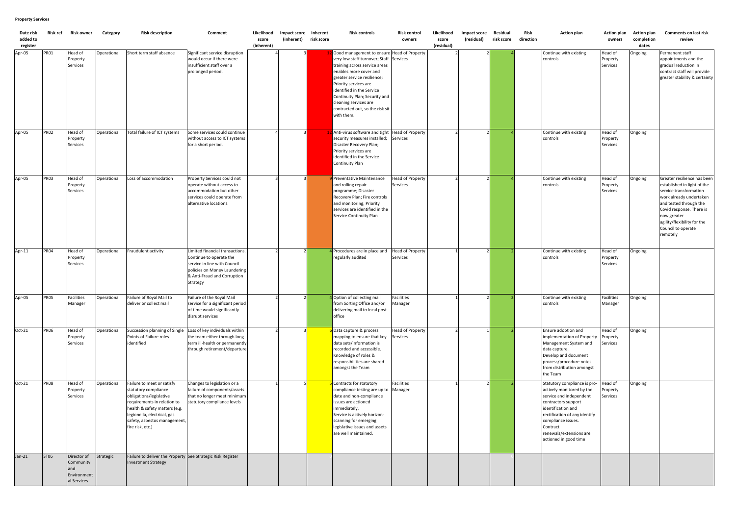**Property Services**

| Date risk added to register | Risk ref | Risk owner | Category | Risk description | Comment | Likelihood score (inherent) | Impact score (inherent) | Inherent risk score | Risk controls | Risk control owners | Likelihood score (residual) | Impact score (residual) | Residual risk score | Risk direction | Action plan | Action plan owners | Action plan completion dates | Comments on last risk review |
|---|---|---|---|---|---|---|---|---|---|---|---|---|---|---|---|---|---|---|
| Apr-05 | PR01 | Head of Property Services | Operational | Short term staff absence | Significant service disruption would occur if there were insufficient staff over a prolonged period. | 4 | 3 | 12 | Good management to ensure very low staff turnover; Staff training across service areas enables more cover and greater service resilience; Priority services are identified in the Service Continuity Plan; Security and cleaning services are contracted out, so the risk sit with them. | Head of Property Services | 2 | 2 | 4 | | Continue with existing controls | Head of Property Services | Ongoing | Permanent staff appointments and the gradual reduction in contract staff will provide greater stability & certainty |
| Apr-05 | PR02 | Head of Property Services | Operational | Total failure of ICT systems | Some services could continue without access to ICT systems for a short period. | 4 | 3 | 12 | Anti-virus software and tight security measures installed; Disaster Recovery Plan; Priority services are identified in the Service Continuity Plan | Head of Property Services | 2 | 2 | 4 | | Continue with existing controls | Head of Property Services | Ongoing | |
| Apr-05 | PR03 | Head of Property Services | Operational | Loss of accommodation | Property Services could not operate without access to accommodation but other services could operate from alternative locations. | 3 | 3 | 9 | Preventative Maintenance and rolling repair programme; Disaster Recovery Plan; Fire controls and monitoring; Priority services are identified in the Service Continuity Plan | Head of Property Services | 2 | 2 | 4 | | Continue with existing controls | Head of Property Services | Ongoing | Greater resilience has been established in light of the service transformation work already undertaken and tested through the Covid response. There is now greater agility/flexibility for the Council to operate remotely |
| Apr-11 | PR04 | Head of Property Services | Operational | Fraudulent activity | Limited financial transactions. Continue to operate the service in line with Council policies on Money Laundering & Anti-Fraud and Corruption Strategy | 2 | 2 | 4 | Procedures are in place and regularly audited | Head of Property Services | 1 | 2 | 2 | | Continue with existing controls | Head of Property Services | Ongoing | |
| Apr-05 | PR05 | Facilities Manager | Operational | Failure of Royal Mail to deliver or collect mail | Failure of the Royal Mail service for a significant period of time would significantly disrupt services | 2 | 2 | 4 | Option of collecting mail from Sorting Office and/or delivering mail to local post office | Facilities Manager | 1 | 2 | 2 | | Continue with existing controls | Facilities Manager | Ongoing | |
| Oct-21 | PR06 | Head of Property Services | Operational | Succession planning of Single Points of Failure roles identified | Loss of key individuals within the team either through long term ill-health or permanently through retirement/departure | 2 | 3 | 6 | Data capture & process mapping to ensure that key data sets/information is recorded and accessible. Knowledge of roles & responsibilities are shared amongst the Team | Head of Property Services | 2 | 1 | 2 | | Ensure adoption and implementation of Property Management System and data capture. Develop and document process/procedure notes from distribution amongst the Team | Head of Property Services | Ongoing | |
| Oct-21 | PR08 | Head of Property Services | Operational | Failure to meet or satisfy statutory compliance obligations/legislative requirements in relation to health & safety matters (e.g. legionella, electrical, gas safety, asbestos management, fire risk, etc.) | Changes to legislation or a failure of components/assets that no longer meet minimum statutory compliance levels | 1 | 5 | 5 | Contracts for statutory compliance testing are up to date and non-compliance issues are actioned immediately. Service is actively horizon-scanning for emerging legislative issues and assets are well maintained. | Facilities Manager | 1 | 2 | 2 | | Statutory compliance is pro-actively monitored by the service and independent contractors support identification and rectification of any identify compliance issues. Contract renewals/extensions are actioned in good time | Head of Property Services | Ongoing | |
| Jan-21 | ST06 | Director of Community and Environmental Services | Strategic | Failure to deliver the Property Investment Strategy | See Strategic Risk Register | | | | | | | | 0 | | | | | |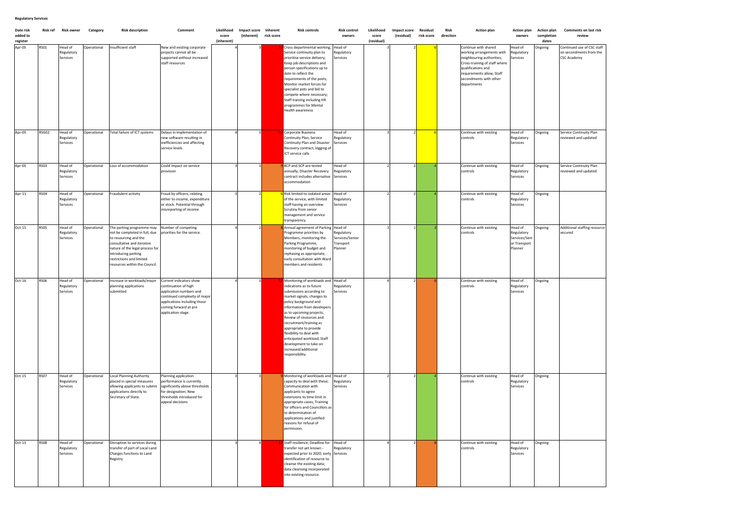**Regulatory Services**

| Date risk added to register | Risk ref | Risk owner | Category | Risk description | Comment | Likelihood score (inherent) | Impact score (inherent) | Inherent risk score | Risk controls | Risk control owners | Likelihood score (residual) | Impact score (residual) | Residual risk score | Risk direction | Action plan | Action plan owners | Action plan completion dates | Comments on last risk review |
|---|---|---|---|---|---|---|---|---|---|---|---|---|---|---|---|---|---|---|
| Apr-05 | RS01 | Head of Regulatory Services | Operational | Insufficient staff | New and existing corporate projects cannot all be supported without increased staff resources | 4 | 3 | 12 | Cross departmental working; Service continuity plan to prioritise service delivery; Keep job descriptions and person specifications up to date to reflect the requirements of the posts; Monitor market forces for specialist pots and bid to compete where necessary; Staff training including HR programmes for Mental Health awareness | Head of Regulatory Services | 3 | 2 | 6 | | Continue with shared working arrangements with neighbouring authorities; Cross-training of staff where qualifications and requirements allow; Staff secondments with other departments | Head of Regulatory Services | Ongoing | Continued use of CSC staff on secondments from the CSC Academy |
| Apr-05 | RSG02 | Head of Regulatory Services | Operational | Total failure of ICT systems | Delays in implementation of new software resulting in inefficiencies and affecting service levels | 4 | 3 | 12 | Corporate Business Continuity Plan, Service Continuity Plan and Disaster Recovery contract, logging of ICT service calls | Head of Regulatory Services | 3 | 2 | 6 | | Continue with existing controls | Head of Regulatory Services | Ongoing | Service Continuity Plan reviewed and updated |
| Apr-05 | RS03 | Head of Regulatory Services | Operational | Loss of accommodation | Could impact on service provision | 3 | 3 | 9 | BCP and SCP are tested annually; Disaster Recovery contract includes alternative accommodation | Head of Regulatory Services | 2 | 2 | 4 | | Continue with existing controls | Head of Regulatory Services | Ongoing | Service Continuity Plan reviewed and updated |
| Apr-11 | RS04 | Head of Regulatory Services | Operational | Fraudulent activity | Fraud by officers, relating either to income, expenditure or stock. Potential through misreporting of income | 3 | 2 | 6 | Risk limited to isolated areas of the service, with limited staff having an overview. Scrutiny from senior management and service transparency. | Head of Regulatory Services | 2 | 2 | 4 | | Continue with existing controls | Head of Regulatory Services | Ongoing | |
| Oct-15 | RS05 | Head of Regulatory Services | Operational | The parking programme may not be completed in full, due to resourcing and the consultative and iterative nature of the legal process for introducing parking restrictions and limited resources within the Council. | Number of competing priorities for the service. | 4 | 2 | 8 | Annual agreement of Parking Programme priorities by Members, monitoring the Parking Programme, monitoring of budget and rephasing as appropriate, early consultation with Ward members and residents | Head of Regulatory Services/Senior Transport Planner | 3 | 1 | 3 | | Continue with existing controls | Head of Regulatory Services/Senior Transport Planner | Ongoing | Additional staffing resource secured |
| Oct-16 | RS06 | Head of Regulatory Services | Operational | Increase in workloads/major planning applications submitted | Current indicators show continuation of high application numbers and continued complexity of major applications including those coming forward at pre application stage. | 4 | 3 | 12 | Monitoring of workloads and indications as to future submissions according to market signals; changes to policy background and information from developers as to upcoming projects; Review of resources and recruitment/training as appropriate to provide flexibility to deal with anticipated workload; Staff development to take on increased/additional responsibility. | Head of Regulatory Services | 4 | 2 | 8 | | Continue with existing controls | Head of Regulatory Services | Ongoing | |
| Oct-15 | RS07 | Head of Regulatory Services | Operational | Local Planning Authority placed in special measures allowing applicants to submit applications directly to Secretary of State. | Planning application performance is currently significantly above thresholds for designation; New thresholds introduced for appeal decisions | 3 | 3 | 9 | Monitoring of workloads and capacity to deal with these; Communication with applicants to agree extensions to time limit in appropriate cases; Training for officers and Councillors as to determination of applications and justified reasons for refusal of permission. | Head of Regulatory Services | 2 | 2 | 4 | | Continue with existing controls | Head of Regulatory Services | Ongoing | |
| Oct-15 | RS08 | Head of Regulatory Services | Operational | Disruption to services during transfer of part of Local Land Charges functions to Land Registry | | 3 | 4 | 12 | Staff resilience; Deadline for transfer not yet known - expected prior to 2020; early identification of resource to cleanse the existing data; data cleansing incorporated into existing resource. | Head of Regulatory Services | 4 | 2 | 8 | | Continue with existing controls | Head of Regulatory Services | Ongoing | |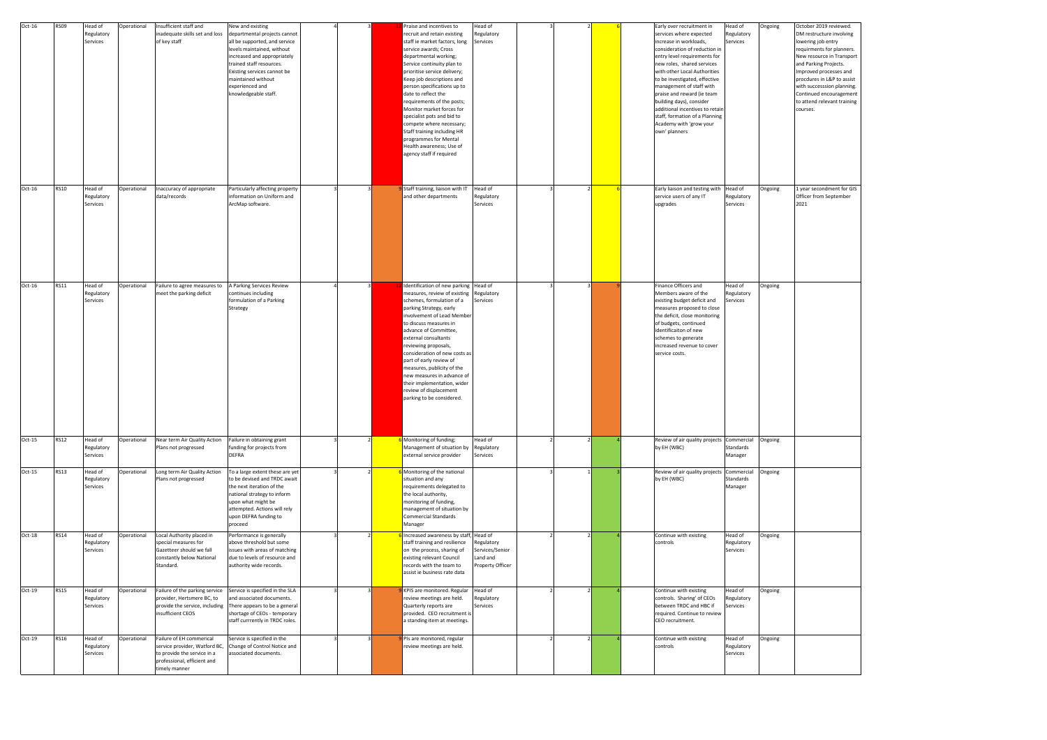| Oct-16 | RS09 | Head of Regulatory Services | Operational | Insufficient staff and inadequate skills set and loss of key staff | New and existing departmental projects cannot all be supported, and service levels maintained, without increased and appropriately trained staff resources. Existing services cannot be maintained without experienced and knowledgeable staff. | 4 | 3 | 12 | Praise and incentives to recruit and retain existing staff ie market factors, long service awards; Cross departmental working; Service continuity plan to prioritise service delivery; Keep job descriptions and person specifications up to date to reflect the requirements of the posts; Monitor market forces for specialist pots and bid to compete where necessary; Staff training including HR programmes for Mental Health awareness; Use of agency staff if required | Head of Regulatory Services | 3 | 2 | 6 | | Early over recruitment in services where expected increase in workloads, consideration of reduction in entry level requirements for new roles, shared services with other Local Authorities to be investigated, effective management of staff with praise and reward (ie team building days), consider additional incentives to retain staff, formation of a Planning Academy with 'grow your own' planners | Head of Regulatory Services | Ongoing | October 2019 reviewed. DM restructure involving lowering job entry requirments for planners. New resource in Transport and Parking Projects. Improved processes and procdures in L&P to assist with successsion planning. Continued encouragement to attend relevant training courses. |
|---|---|---|---|---|---|---|---|---|---|---|---|---|---|---|---|---|---|---|
| Oct-16 | RS10 | Head of Regulatory Services | Operational | Inaccuracy of appropriate data/records | Particularly affecting property information on Uniform and ArcMap software. | 3 | 3 | 9 | Staff training, liaison with IT and other departments | Head of Regulatory Services | 3 | 2 | 6 | | Early liaison and testing with service users of any IT upgrades | Head of Regulatory Services | Ongoing | 1 year secondment for GIS Officer from September 2021 |
| Oct-16 | RS11 | Head of Regulatory Services | Operational | Failure to agree measures to meet the parking deficit | A Parking Services Review continues including formulation of a Parking Strategy | 4 | 3 | 12 | Identification of new parking measures, review of existing schemes, formulation of a parking Strategy, early involvement of Lead Member to discuss measures in advance of Committee, external consultants reviewing proposals, consideration of new costs as part of early review of measures, publicity of the new measures in advance of their implementation, wider review of displacement parking to be considered. | Head of Regulatory Services | 3 | 3 | 9 | | Finance Officers and Members aware of the existing budget deficit and measures proposed to close the deficit, close monitoring of budgets, continued identificaiton of new schemes to generate increased revenue to cover service costs. | Head of Regulatory Services | Ongoing | |
| Oct-15 | RS12 | Head of Regulatory Services | Operational | Near term Air Quality Action Plans not progressed | Failure in obtaining grant funding for projects from DEFRA | 3 | 2 | 6 | Monitoring of funding; Management of situation by external service provider | Head of Regulatory Services | 2 | 2 | 4 | | Review of air quality projects by EH (WBC) | Commercial Standards Manager | Ongoing | |
| Oct-15 | RS13 | Head of Regulatory Services | Operational | Long term Air Quality Action Plans not progressed | To a large extent these are yet to be devised and TRDC await the next iteration of the national strategy to inform upon what might be attempted. Actions will rely upon DEFRA funding to proceed | 3 | 2 | 6 | Monitoring of the national situation and any requirements delegated to the local authority, monitoring of funding, management of situation by Commercial Standards Manager | | 3 | 1 | 3 | | Review of air quality projects by EH (WBC) | Commercial Standards Manager | Ongoing | |
| Oct-18 | RS14 | Head of Regulatory Services | Operational | Local Authority placed in special measures for Gazetteer should we fall constantly below National Standard. | Performance is generally above threshold but some issues with areas of matching due to levels of resource and authority wide records. | 3 | 2 | 6 | Increased awareness by staff, staff training and resilience on the process, sharing of existing relevant Council records with the team to assist ie business rate data | Head of Regulatory Services/Senior Land and Property Officer | 2 | 2 | 4 | | Continue with existing controls | Head of Regulatory Services | Ongoing | |
| Oct-19 | RS15 | Head of Regulatory Services | Operational | Failure of the parking service provider, Hertsmere BC, to provide the service, including insufficient CEOS | Service is specified in the SLA and associated documents. There appears to be a general shortage of CEOs - temporary staff currrently in TRDC roles. | 3 | 3 | 9 | KPIS are monitored. Regular review meetings are held. Quarterly reports are provided. CEO recruitment is a standing item at meetings. | Head of Regulatory Services | 2 | 2 | 4 | | Continue with existing controls. Sharing' of CEOs between TRDC and HBC if required. Continue to review CEO recruitment. | Head of Regulatory Services | Ongoing | |
| Oct-19 | RS16 | Head of Regulatory Services | Operational | Failure of EH commerical service provider, Watford BC, to provide the service in a professional, efficient and timely manner | Service is specified in the Change of Control Notice and associated documents. | 3 | 3 | 9 | PIs are monitored, regular review meetings are held. | | 2 | 2 | 4 | | Continue with existing controls | Head of Regulatory Services | Ongoing | |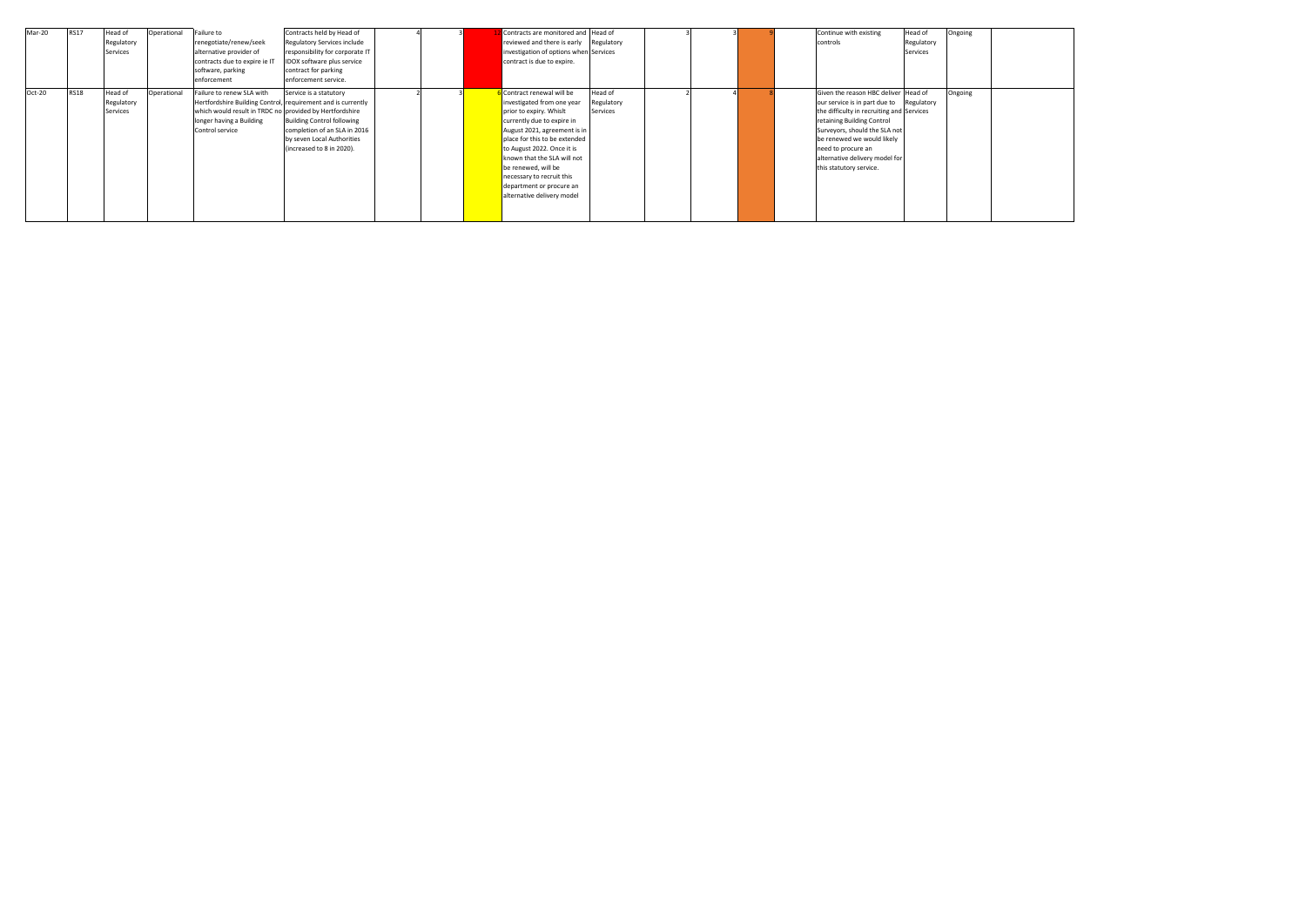| Mar-20 | RS17 | Head of Regulatory Services | Operational | Failure to renegotiate/renew/seek alternative provider of contracts due to expire ie IT software, parking enforcement | Contracts held by Head of Regulatory Services include responsibility for corporate IT IDOX software plus service contract for parking enforcement service. | 4 | 3 | 12 | Contracts are monitored and reviewed and there is early investigation of options when contract is due to expire. | Head of Regulatory Services | 3 | 3 | 9 | | Continue with existing controls | Head of Regulatory Services | Ongoing | |
|---|---|---|---|---|---|---|---|---|---|---|---|---|---|---|---|---|---|---|
| Oct-20 | RS18 | Head of Regulatory Services | Operational | Failure to renew SLA with Hertfordshire Building Control, which would result in TRDC no longer having a Building Control service | Service is a statutory requirement and is currently provided by Hertfordshire Building Control following completion of an SLA in 2016 by seven Local Authorities (increased to 8 in 2020). | 2 | 3 | 6 | Contract renewal will be investigated from one year prior to expiry. Whilst currently due to expire in August 2021, agreement is in place for this to be extended to August 2022. Once it is known that the SLA will not be renewed, will be necessary to recruit this department or procure an alternative delivery model | Head of Regulatory Services | 2 | 4 | 8 | | Given the reason HBC deliver our service is in part due to the difficulty in recruiting and retaining Building Control Surveyors, should the SLA not be renewed we would likely need to procure an alternative delivery model for this statutory service. | Head of Regulatory Services | Ongoing | |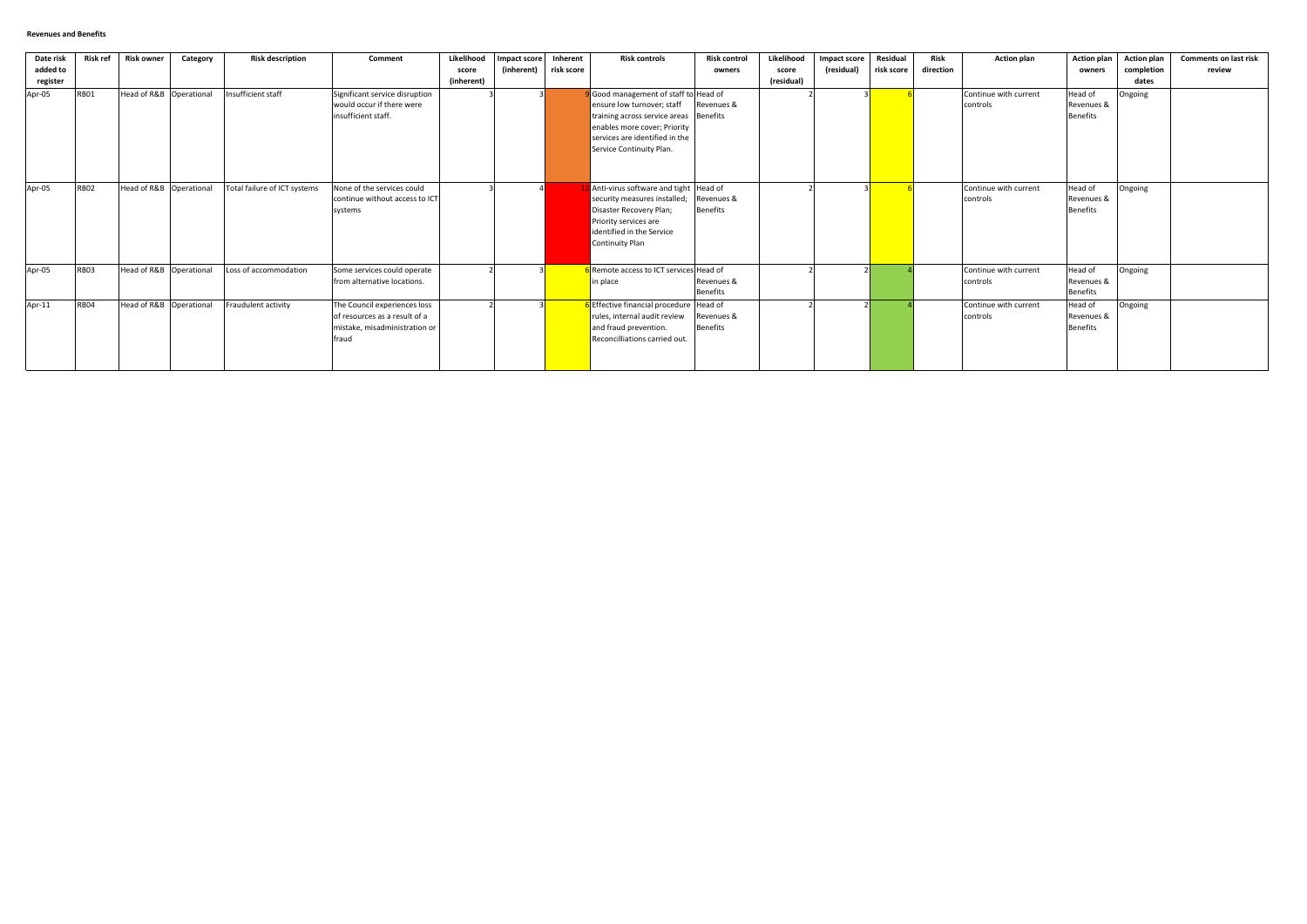**Revenues and Benefits**

| Date risk added to register | Risk ref | Risk owner | Category | Risk description | Comment | Likelihood score (inherent) | Impact score (inherent) | Inherent risk score | Risk controls | Risk control owners | Likelihood score (residual) | Impact score (residual) | Residual risk score | Risk direction | Action plan | Action plan owners | Action plan completion dates | Comments on last risk review |
|---|---|---|---|---|---|---|---|---|---|---|---|---|---|---|---|---|---|---|
| Apr-05 | RB01 | Head of R&B | Operational | Insufficient staff | Significant service disruption would occur if there were insufficient staff. | 3 | 3 | 9 | Good management of staff to ensure low turnover; staff training across service areas enables more cover; Priority services are identified in the Service Continuity Plan. | Head of Revenues & Benefits | 2 | 3 | 6 | | Continue with current controls | Head of Revenues & Benefits | Ongoing | |
| Apr-05 | RB02 | Head of R&B | Operational | Total failure of ICT systems | None of the services could continue without access to ICT systems | 3 | 4 | 12 | Anti-virus software and tight security measures installed; Disaster Recovery Plan; Priority services are identified in the Service Continuity Plan | Head of Revenues & Benefits | 2 | 3 | 6 | | Continue with current controls | Head of Revenues & Benefits | Ongoing | |
| Apr-05 | RB03 | Head of R&B | Operational | Loss of accommodation | Some services could operate from alternative locations. | 2 | 3 | 6 | Remote access to ICT services in place | Head of Revenues & Benefits | 2 | 2 | 4 | | Continue with current controls | Head of Revenues & Benefits | Ongoing | |
| Apr-11 | RB04 | Head of R&B | Operational | Fraudulent activity | The Council experiences loss of resources as a result of a mistake, misadministration or fraud | 2 | 3 | 6 | Effective financial procedure rules, internal audit review and fraud prevention. Reconcilliations carried out. | Head of Revenues & Benefits | 2 | 2 | 4 | | Continue with current controls | Head of Revenues & Benefits | Ongoing | |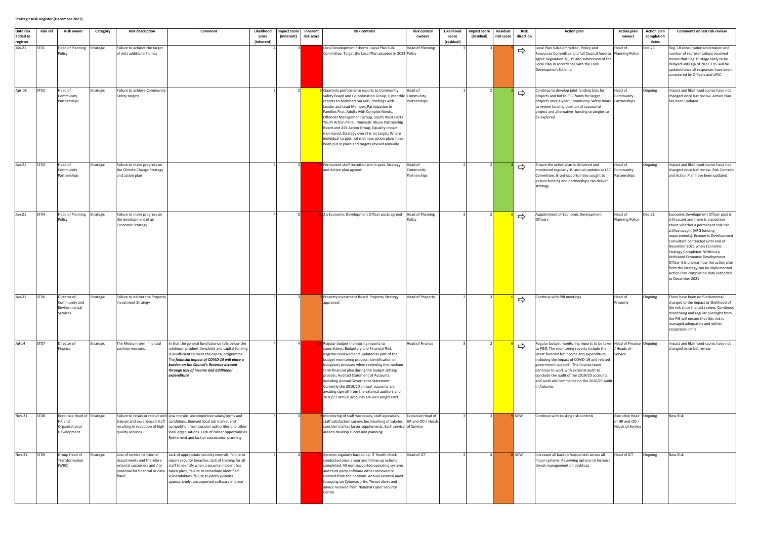**Strategic Risk Register (December 2021)**

| Date risk added to register | Risk ref | Risk owner | Category | Risk description | Comment | Likelihood score (inherent) | Impact score (inherent) | Inherent risk score | Risk controls | Risk control owners | Likelihood score (residual) | Impact score (residual) | Residual risk score | Risk direction | Action plan | Action plan owners | Action plan completion dates | Comments on last risk review |
|---|---|---|---|---|---|---|---|---|---|---|---|---|---|---|---|---|---|---|
| Jan-21 | ST01 | Head of Planning Policy | Strategic | Failure to achieve the target of nett additional homes | | 4 | 3 | 12 | Local Development Scheme. Local Plan Sub-Committee. To get the Local Plan adopted in 2023 | Head of Planning Policy | 3 | 3 | 9 | ⇨ | Local Plan Sub-Committee , Policy and Resources Committee and full Council have to agree Regulation 18, 19 and submission of the Local Plan in accordance with the Local Development Scheme | Head of Planning Policy | Dec-23 | Reg. 18 consultation undertaken and number of representations received means that Reg 19 stage likely to be delayed until Q4 of 2022. LDS will be updated once all responses have been considered by Officers and LPSC. |
| Apr-08 | ST02 | Head of Community Partnerships | Strategic | Failure to achieve Community Safety targets | | 3 | 2 | 6 | Quarterly performance reports to Community Safety Board and Co-ordination Group; 6 monthly reports to Members via MIB; Briefings with Leader and Lead Member; Participation in Families First, Adults with Complex Needs, Offender Management Group, South West Herts Youth Action Panel, Domestic Abuse Partnership Board and ASB Action Group; Equality impact monitored; Strategy overall is on target; Where individual targets not met new action plans have been put in place and targets revised annually. | Head of Community Partnerships | 1 | 2 | 2 | ⇨ | Continue to develop joint funding bids for projects and bid to PCC funds for larger projects once a year; Community Safety Board to review funding position of successful project and alternative funding strategies to be explored | Head of Community Partnerships | Ongoing | Impact and likelihood scores have not changed since last review. Action Plan has been updated |
| Jan-21 | ST03 | Head of Community Partnerships | Strategic | Failure to make progress on the Climate Change Strategy and action plan | | 4 | 3 | 12 | Permanent staff recruited and in post. Strategy and Action plan agreed. | Head of Community Partnerships | 2 | 2 | 4 | ⇨ | Ensure the action plan is delivered and monitored regularly. BI annual updates at LEC Committee. Grant opportunities sought to ensure funding and partnerships can deliver strategy. | Head of Community Partnerships | Ongoing | Impact and likelihood scores have not changed since last review. Risk Controls and Action Plan have been updated |
| Jan-21 | ST04 | Head of Planning Policy | Strategic | Failure to make progress on the development of an Economic Strategy | | 4 | 3 | 12 | 2 x Economic Development Officer posts agreed | Head of Planning Policy | 3 | 2 | 6 | ⇨ | Appointment of Economic Development Officers | Head of Planning Policy | Dec-21 | Economic Development Officer post is still vacant and there is a question about whether a permanent role can still be sought (ARG funding requirements). Economic Development Consultant contracted until end of December 2021 when Economic Strategy Completed. Without a dedicated Economic Development Officer it is unclear how the action plan from the strategy can be implemented. Action Plan completion date extended to December 2021 |
| Jan-21 | ST06 | Director of Community and Environmental Services | Strategic | Failure to deliver the Property Investment Strategy | | 3 | 3 | 9 | Property Investment Board. Property Strategy approved. | Head of Property | 2 | 3 | 6 | ⇨ | Continue with PIB meetings | Head of Property | Ongoing | There have been no fundamental changes to the impact or likelihood of the risk since the last review. Continued monitoring and regular oversight from the PIB will ensure that this risk is managed adequately and within acceptable limits |
| Jul-14 | ST07 | Director of Finance | Strategic | The Medium term financial position worsens. | In that the general fund balance falls below the minimum prudent threshold and capital funding is insufficient to meet the capital programme. ***The financial impact of COVID-19 will place a burden on the Council's Revenue account through loss of income and additional expenditure*** | 4 | 4 | 16 | Regular budget monitoring reports to committees; Budgetary and Financial Risk Register reviewed and updated as part of the budget monitoring process; identification of budgetary pressure when reviewing the medium term financial plan during the budget setting process; Audited Statement of Accounts, including Annual Governance Statement. Currently the 2019/20 annual accounts are awaiting sign off from the external auditors and 2020/21 annual accounts are well progressed. | Head of Finance | 3 | 2 | 6 | ⇨ | Regular budget monitoring reports to be taken to P&R. The monitoring reports include the latest forecast for income and expenditure, including the impact of COVID-19 and related government support. The finance team continue to work with external audit to conclude the audit of the 2019/20 accounts and work will commence on the 2020/21 audit in Autumn. | Head of Finance / Heads of Service | Ongoing | Impact and likelihood scores have not changed since last review |
| Nov-21 | ST08 | Executive Head of HR and Organisational Development | Strategic | Failure to retain or recruit well trained and experienced staff resulting in reduction of high quality services | Low morale, uncompetitive salary/terms and conditions. Bouyant local job market and competition from London authorities and other local organisations. Lack of career opportunities. Retirement and lack of successeion planning | 3 | 3 | 9 | Monitoring of staff workloads, staff appraisals, staff satisfaction survey, bechmarking of salaries, consider market factor supplements. Each service area to develop succession planning | Executive Head of HR and OD / Heads of Service | 3 | 3 | 9 | NEW | Continue with existing risk controls | Executive Head of HR and OD / Heads of Service | Ongoing | New Risk |
| Nov-21 | ST09 | Group Head of Transformation (WBC) | Strategic | Loss of service to internal departments and therefore external customers and / or potential for financial or data fraud. | Lack of appropriate security controls, failure to report security breaches, lack of training for all staff to identify when a security incident has taken place, failure to remediate identified vulnerabilities, failure to patch systems appropriately, unsupported software in place | 3 | 4 | 12 | Systems regularly backed up. IT Health check conducted once a year and follow-up actions completed. All non-supported operating systems and third party software either removed or isolated from the network. Annual external audit focussing on Cybersecurity. Threat alerts and advice received from National Cyber Security Centre | Head of ICT | 2 | 4 | 8 | NEW | increased all backup frequencies across all major systems. Reviewing options to increase threat management on desktops | Head of ICT | Ongoing | New Risk |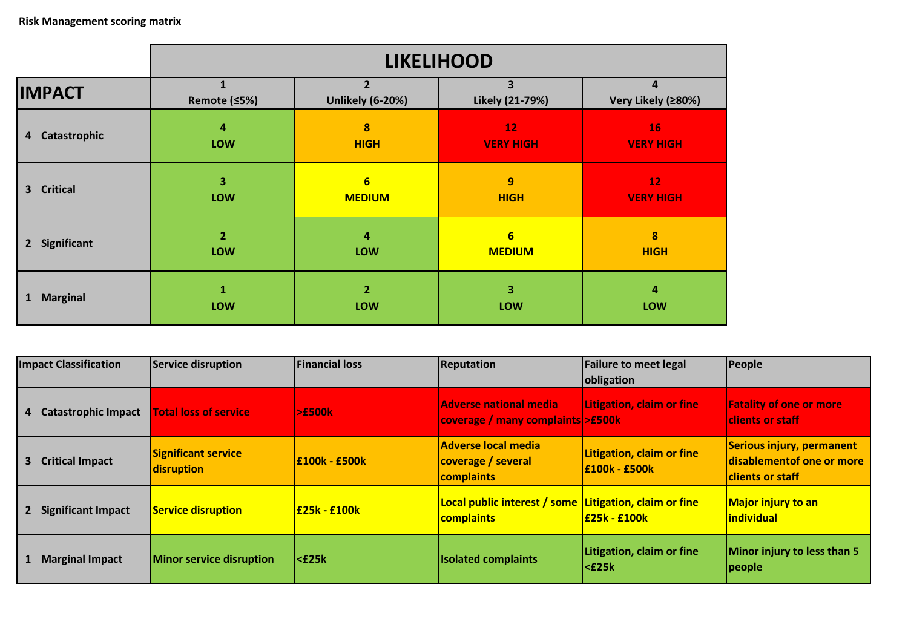**Risk Management scoring matrix**

| IMPACT | LIKELIHOOD | | | |
|---|---|---|---|---|
| | 1 Remote (≤5%) | 2 Unlikely (6-20%) | 3 Likely (21-79%) | 4 Very Likely (≥80%) |
| 4 Catastrophic | 4 LOW | 8 HIGH | 12 VERY HIGH | 16 VERY HIGH |
| 3 Critical | 3 LOW | 6 MEDIUM | 9 HIGH | 12 VERY HIGH |
| 2 Significant | 2 LOW | 4 LOW | 6 MEDIUM | 8 HIGH |
| 1 Marginal | 1 LOW | 2 LOW | 3 LOW | 4 LOW |

| Impact Classification | Service disruption | Financial loss | Reputation | Failure to meet legal obligation | People |
|---|---|---|---|---|---|
| 4 Catastrophic Impact | Total loss of service | >£500k | Adverse national media coverage / many complaints | Litigation, claim or fine >£500k | Fatality of one or more clients or staff |
| 3 Critical Impact | Significant service disruption | £100k - £500k | Adverse local media coverage / several complaints | Litigation, claim or fine £100k - £500k | Serious injury, permanent disablementof one or more clients or staff |
| 2 Significant Impact | Service disruption | £25k - £100k | Local public interest / some complaints | Litigation, claim or fine £25k - £100k | Major injury to an individual |
| 1 Marginal Impact | Minor service disruption | <£25k | Isolated complaints | Litigation, claim or fine <£25k | Minor injury to less than 5 people |